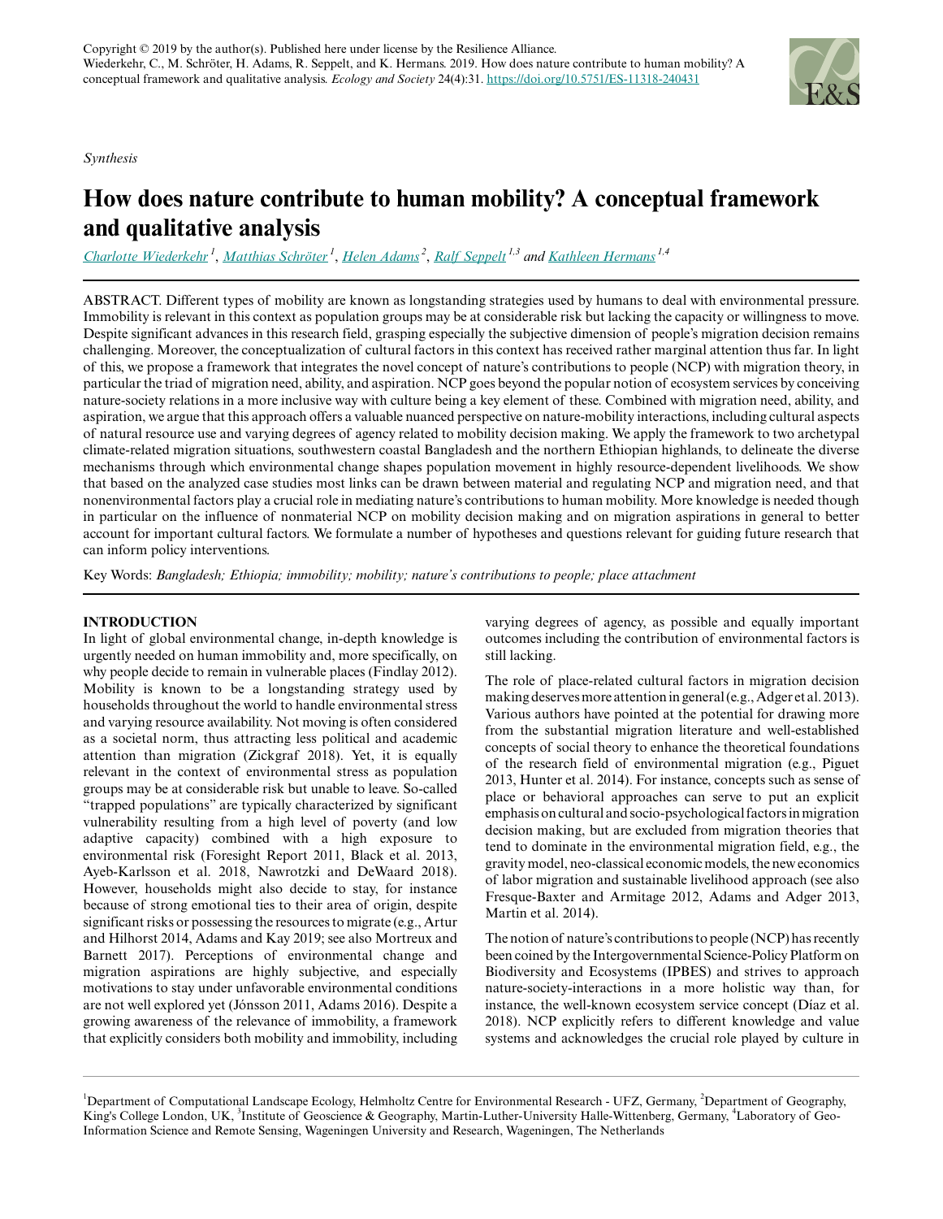Copyright © 2019 by the author(s). Published here under license by the Resilience Alliance.
Wiederkehr, C., M. Schröter, H. Adams, R. Seppelt, and K. Hermans. 2019. How does nature contribute to human mobility? A conceptual framework and qualitative analysis. *Ecology and Society* 24(4):31. https://doi.org/10.5751/ES-11318-240431

*Synthesis*

# How does nature contribute to human mobility? A conceptual framework and qualitative analysis

Charlotte Wiederkehr [1], Matthias Schröter [1], Helen Adams [2], Ralf Seppelt [1,3] and Kathleen Hermans [1,4]

ABSTRACT. Different types of mobility are known as longstanding strategies used by humans to deal with environmental pressure. Immobility is relevant in this context as population groups may be at considerable risk but lacking the capacity or willingness to move. Despite significant advances in this research field, grasping especially the subjective dimension of people's migration decision remains challenging. Moreover, the conceptualization of cultural factors in this context has received rather marginal attention thus far. In light of this, we propose a framework that integrates the novel concept of nature's contributions to people (NCP) with migration theory, in particular the triad of migration need, ability, and aspiration. NCP goes beyond the popular notion of ecosystem services by conceiving nature-society relations in a more inclusive way with culture being a key element of these. Combined with migration need, ability, and aspiration, we argue that this approach offers a valuable nuanced perspective on nature-mobility interactions, including cultural aspects of natural resource use and varying degrees of agency related to mobility decision making. We apply the framework to two archetypal climate-related migration situations, southwestern coastal Bangladesh and the northern Ethiopian highlands, to delineate the diverse mechanisms through which environmental change shapes population movement in highly resource-dependent livelihoods. We show that based on the analyzed case studies most links can be drawn between material and regulating NCP and migration need, and that nonenvironmental factors play a crucial role in mediating nature's contributions to human mobility. More knowledge is needed though in particular on the influence of nonmaterial NCP on mobility decision making and on migration aspirations in general to better account for important cultural factors. We formulate a number of hypotheses and questions relevant for guiding future research that can inform policy interventions.

Key Words: *Bangladesh; Ethiopia; immobility; mobility; nature's contributions to people; place attachment*

## INTRODUCTION

In light of global environmental change, in-depth knowledge is urgently needed on human immobility and, more specifically, on why people decide to remain in vulnerable places (Findlay 2012). Mobility is known to be a longstanding strategy used by households throughout the world to handle environmental stress and varying resource availability. Not moving is often considered as a societal norm, thus attracting less political and academic attention than migration (Zickgraf 2018). Yet, it is equally relevant in the context of environmental stress as population groups may be at considerable risk but unable to leave. So-called "trapped populations" are typically characterized by significant vulnerability resulting from a high level of poverty (and low adaptive capacity) combined with a high exposure to environmental risk (Foresight Report 2011, Black et al. 2013, Ayeb-Karlsson et al. 2018, Nawrotzki and DeWaard 2018). However, households might also decide to stay, for instance because of strong emotional ties to their area of origin, despite significant risks or possessing the resources to migrate (e.g., Artur and Hilhorst 2014, Adams and Kay 2019; see also Mortreux and Barnett 2017). Perceptions of environmental change and migration aspirations are highly subjective, and especially motivations to stay under unfavorable environmental conditions are not well explored yet (Jónsson 2011, Adams 2016). Despite a growing awareness of the relevance of immobility, a framework that explicitly considers both mobility and immobility, including varying degrees of agency, as possible and equally important outcomes including the contribution of environmental factors is still lacking.

The role of place-related cultural factors in migration decision making deserves more attention in general (e.g., Adger et al. 2013). Various authors have pointed at the potential for drawing more from the substantial migration literature and well-established concepts of social theory to enhance the theoretical foundations of the research field of environmental migration (e.g., Piguet 2013, Hunter et al. 2014). For instance, concepts such as sense of place or behavioral approaches can serve to put an explicit emphasis on cultural and socio-psychological factors in migration decision making, but are excluded from migration theories that tend to dominate in the environmental migration field, e.g., the gravity model, neo-classical economic models, the new economics of labor migration and sustainable livelihood approach (see also Fresque-Baxter and Armitage 2012, Adams and Adger 2013, Martin et al. 2014).

The notion of nature's contributions to people (NCP) has recently been coined by the Intergovernmental Science-Policy Platform on Biodiversity and Ecosystems (IPBES) and strives to approach nature-society-interactions in a more holistic way than, for instance, the well-known ecosystem service concept (Díaz et al. 2018). NCP explicitly refers to different knowledge and value systems and acknowledges the crucial role played by culture in

[1]Department of Computational Landscape Ecology, Helmholtz Centre for Environmental Research - UFZ, Germany, [2]Department of Geography, King's College London, UK, [3]Institute of Geoscience & Geography, Martin-Luther-University Halle-Wittenberg, Germany, [4]Laboratory of Geo-Information Science and Remote Sensing, Wageningen University and Research, Wageningen, The Netherlands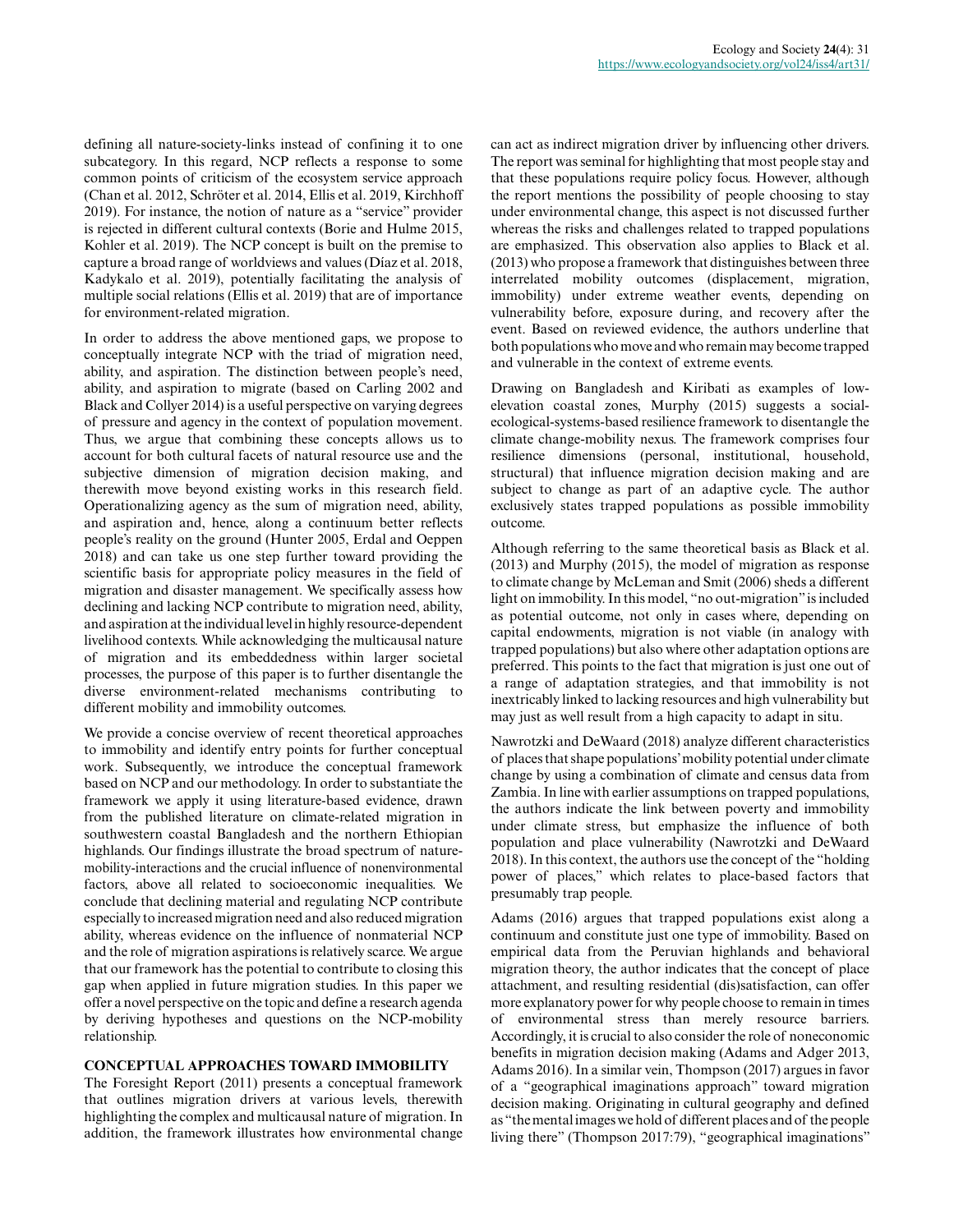defining all nature-society-links instead of confining it to one subcategory. In this regard, NCP reflects a response to some common points of criticism of the ecosystem service approach (Chan et al. 2012, Schröter et al. 2014, Ellis et al. 2019, Kirchhoff 2019). For instance, the notion of nature as a "service" provider is rejected in different cultural contexts (Borie and Hulme 2015, Kohler et al. 2019). The NCP concept is built on the premise to capture a broad range of worldviews and values (Díaz et al. 2018, Kadykalo et al. 2019), potentially facilitating the analysis of multiple social relations (Ellis et al. 2019) that are of importance for environment-related migration.

In order to address the above mentioned gaps, we propose to conceptually integrate NCP with the triad of migration need, ability, and aspiration. The distinction between people's need, ability, and aspiration to migrate (based on Carling 2002 and Black and Collyer 2014) is a useful perspective on varying degrees of pressure and agency in the context of population movement. Thus, we argue that combining these concepts allows us to account for both cultural facets of natural resource use and the subjective dimension of migration decision making, and therewith move beyond existing works in this research field. Operationalizing agency as the sum of migration need, ability, and aspiration and, hence, along a continuum better reflects people's reality on the ground (Hunter 2005, Erdal and Oeppen 2018) and can take us one step further toward providing the scientific basis for appropriate policy measures in the field of migration and disaster management. We specifically assess how declining and lacking NCP contribute to migration need, ability, and aspiration at the individual level in highly resource-dependent livelihood contexts. While acknowledging the multicausal nature of migration and its embeddedness within larger societal processes, the purpose of this paper is to further disentangle the diverse environment-related mechanisms contributing to different mobility and immobility outcomes.

We provide a concise overview of recent theoretical approaches to immobility and identify entry points for further conceptual work. Subsequently, we introduce the conceptual framework based on NCP and our methodology. In order to substantiate the framework we apply it using literature-based evidence, drawn from the published literature on climate-related migration in southwestern coastal Bangladesh and the northern Ethiopian highlands. Our findings illustrate the broad spectrum of nature-mobility-interactions and the crucial influence of nonenvironmental factors, above all related to socioeconomic inequalities. We conclude that declining material and regulating NCP contribute especially to increased migration need and also reduced migration ability, whereas evidence on the influence of nonmaterial NCP and the role of migration aspirations is relatively scarce. We argue that our framework has the potential to contribute to closing this gap when applied in future migration studies. In this paper we offer a novel perspective on the topic and define a research agenda by deriving hypotheses and questions on the NCP-mobility relationship.

## CONCEPTUAL APPROACHES TOWARD IMMOBILITY

The Foresight Report (2011) presents a conceptual framework that outlines migration drivers at various levels, therewith highlighting the complex and multicausal nature of migration. In addition, the framework illustrates how environmental change can act as indirect migration driver by influencing other drivers. The report was seminal for highlighting that most people stay and that these populations require policy focus. However, although the report mentions the possibility of people choosing to stay under environmental change, this aspect is not discussed further whereas the risks and challenges related to trapped populations are emphasized. This observation also applies to Black et al. (2013) who propose a framework that distinguishes between three interrelated mobility outcomes (displacement, migration, immobility) under extreme weather events, depending on vulnerability before, exposure during, and recovery after the event. Based on reviewed evidence, the authors underline that both populations who move and who remain may become trapped and vulnerable in the context of extreme events.

Drawing on Bangladesh and Kiribati as examples of low-elevation coastal zones, Murphy (2015) suggests a social-ecological-systems-based resilience framework to disentangle the climate change-mobility nexus. The framework comprises four resilience dimensions (personal, institutional, household, structural) that influence migration decision making and are subject to change as part of an adaptive cycle. The author exclusively states trapped populations as possible immobility outcome.

Although referring to the same theoretical basis as Black et al. (2013) and Murphy (2015), the model of migration as response to climate change by McLeman and Smit (2006) sheds a different light on immobility. In this model, "no out-migration" is included as potential outcome, not only in cases where, depending on capital endowments, migration is not viable (in analogy with trapped populations) but also where other adaptation options are preferred. This points to the fact that migration is just one out of a range of adaptation strategies, and that immobility is not inextricably linked to lacking resources and high vulnerability but may just as well result from a high capacity to adapt in situ.

Nawrotzki and DeWaard (2018) analyze different characteristics of places that shape populations' mobility potential under climate change by using a combination of climate and census data from Zambia. In line with earlier assumptions on trapped populations, the authors indicate the link between poverty and immobility under climate stress, but emphasize the influence of both population and place vulnerability (Nawrotzki and DeWaard 2018). In this context, the authors use the concept of the "holding power of places," which relates to place-based factors that presumably trap people.

Adams (2016) argues that trapped populations exist along a continuum and constitute just one type of immobility. Based on empirical data from the Peruvian highlands and behavioral migration theory, the author indicates that the concept of place attachment, and resulting residential (dis)satisfaction, can offer more explanatory power for why people choose to remain in times of environmental stress than merely resource barriers. Accordingly, it is crucial to also consider the role of noneconomic benefits in migration decision making (Adams and Adger 2013, Adams 2016). In a similar vein, Thompson (2017) argues in favor of a "geographical imaginations approach" toward migration decision making. Originating in cultural geography and defined as "the mental images we hold of different places and of the people living there" (Thompson 2017:79), "geographical imaginations"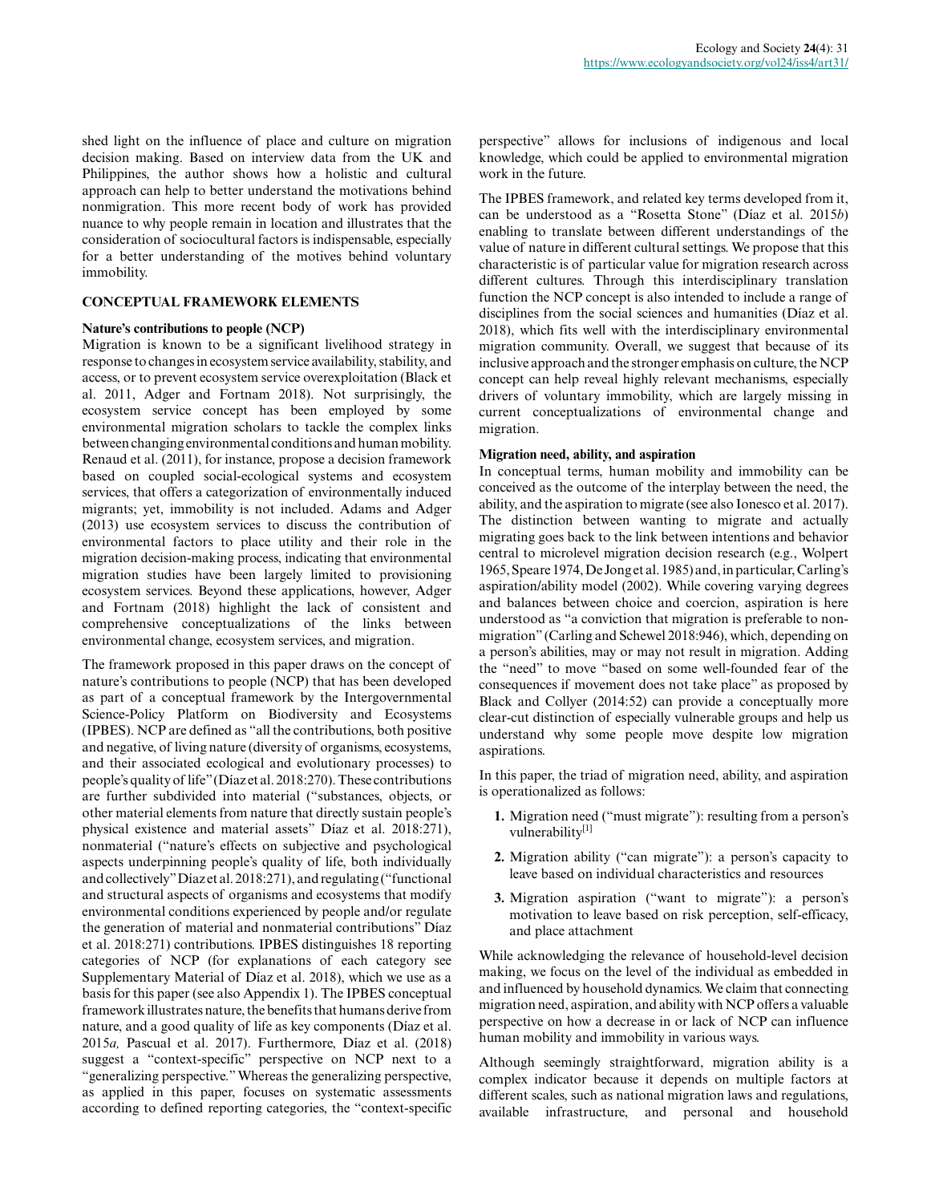shed light on the influence of place and culture on migration decision making. Based on interview data from the UK and Philippines, the author shows how a holistic and cultural approach can help to better understand the motivations behind nonmigration. This more recent body of work has provided nuance to why people remain in location and illustrates that the consideration of sociocultural factors is indispensable, especially for a better understanding of the motives behind voluntary immobility.

## CONCEPTUAL FRAMEWORK ELEMENTS

### Nature's contributions to people (NCP)

Migration is known to be a significant livelihood strategy in response to changes in ecosystem service availability, stability, and access, or to prevent ecosystem service overexploitation (Black et al. 2011, Adger and Fortnam 2018). Not surprisingly, the ecosystem service concept has been employed by some environmental migration scholars to tackle the complex links between changing environmental conditions and human mobility. Renaud et al. (2011), for instance, propose a decision framework based on coupled social-ecological systems and ecosystem services, that offers a categorization of environmentally induced migrants; yet, immobility is not included. Adams and Adger (2013) use ecosystem services to discuss the contribution of environmental factors to place utility and their role in the migration decision-making process, indicating that environmental migration studies have been largely limited to provisioning ecosystem services. Beyond these applications, however, Adger and Fortnam (2018) highlight the lack of consistent and comprehensive conceptualizations of the links between environmental change, ecosystem services, and migration.

The framework proposed in this paper draws on the concept of nature's contributions to people (NCP) that has been developed as part of a conceptual framework by the Intergovernmental Science-Policy Platform on Biodiversity and Ecosystems (IPBES). NCP are defined as "all the contributions, both positive and negative, of living nature (diversity of organisms, ecosystems, and their associated ecological and evolutionary processes) to people's quality of life" (Díaz et al. 2018:270). These contributions are further subdivided into material ("substances, objects, or other material elements from nature that directly sustain people's physical existence and material assets" Díaz et al. 2018:271), nonmaterial ("nature's effects on subjective and psychological aspects underpinning people's quality of life, both individually and collectively" Díaz et al. 2018:271), and regulating ("functional and structural aspects of organisms and ecosystems that modify environmental conditions experienced by people and/or regulate the generation of material and nonmaterial contributions" Díaz et al. 2018:271) contributions. IPBES distinguishes 18 reporting categories of NCP (for explanations of each category see Supplementary Material of Díaz et al. 2018), which we use as a basis for this paper (see also Appendix 1). The IPBES conceptual framework illustrates nature, the benefits that humans derive from nature, and a good quality of life as key components (Díaz et al. 2015*a,* Pascual et al. 2017). Furthermore, Díaz et al. (2018) suggest a "context-specific" perspective on NCP next to a "generalizing perspective." Whereas the generalizing perspective, as applied in this paper, focuses on systematic assessments according to defined reporting categories, the "context-specific perspective" allows for inclusions of indigenous and local knowledge, which could be applied to environmental migration work in the future.

The IPBES framework, and related key terms developed from it, can be understood as a "Rosetta Stone" (Díaz et al. 2015*b*) enabling to translate between different understandings of the value of nature in different cultural settings. We propose that this characteristic is of particular value for migration research across different cultures. Through this interdisciplinary translation function the NCP concept is also intended to include a range of disciplines from the social sciences and humanities (Díaz et al. 2018), which fits well with the interdisciplinary environmental migration community. Overall, we suggest that because of its inclusive approach and the stronger emphasis on culture, the NCP concept can help reveal highly relevant mechanisms, especially drivers of voluntary immobility, which are largely missing in current conceptualizations of environmental change and migration.

### Migration need, ability, and aspiration

In conceptual terms, human mobility and immobility can be conceived as the outcome of the interplay between the need, the ability, and the aspiration to migrate (see also Ionesco et al. 2017). The distinction between wanting to migrate and actually migrating goes back to the link between intentions and behavior central to microlevel migration decision research (e.g., Wolpert 1965, Speare 1974, De Jong et al. 1985) and, in particular, Carling's aspiration/ability model (2002). While covering varying degrees and balances between choice and coercion, aspiration is here understood as "a conviction that migration is preferable to non-migration" (Carling and Schewel 2018:946), which, depending on a person's abilities, may or may not result in migration. Adding the "need" to move "based on some well-founded fear of the consequences if movement does not take place" as proposed by Black and Collyer (2014:52) can provide a conceptually more clear-cut distinction of especially vulnerable groups and help us understand why some people move despite low migration aspirations.

In this paper, the triad of migration need, ability, and aspiration is operationalized as follows:

1. Migration need ("must migrate"): resulting from a person's vulnerability[1]
2. Migration ability ("can migrate"): a person's capacity to leave based on individual characteristics and resources
3. Migration aspiration ("want to migrate"): a person's motivation to leave based on risk perception, self-efficacy, and place attachment

While acknowledging the relevance of household-level decision making, we focus on the level of the individual as embedded in and influenced by household dynamics. We claim that connecting migration need, aspiration, and ability with NCP offers a valuable perspective on how a decrease in or lack of NCP can influence human mobility and immobility in various ways.

Although seemingly straightforward, migration ability is a complex indicator because it depends on multiple factors at different scales, such as national migration laws and regulations, available infrastructure, and personal and household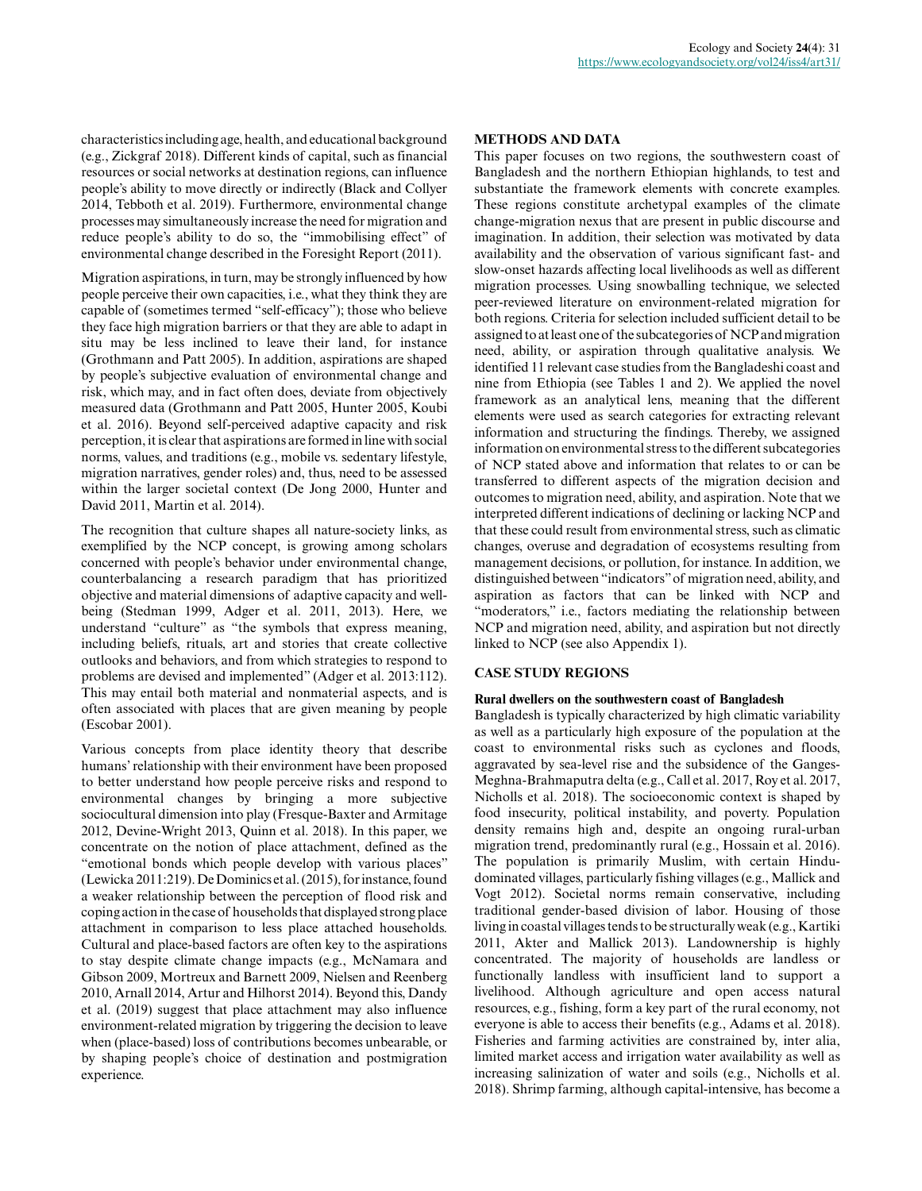characteristics including age, health, and educational background (e.g., Zickgraf 2018). Different kinds of capital, such as financial resources or social networks at destination regions, can influence people's ability to move directly or indirectly (Black and Collyer 2014, Tebboth et al. 2019). Furthermore, environmental change processes may simultaneously increase the need for migration and reduce people's ability to do so, the "immobilising effect" of environmental change described in the Foresight Report (2011).

Migration aspirations, in turn, may be strongly influenced by how people perceive their own capacities, i.e., what they think they are capable of (sometimes termed "self-efficacy"); those who believe they face high migration barriers or that they are able to adapt in situ may be less inclined to leave their land, for instance (Grothmann and Patt 2005). In addition, aspirations are shaped by people's subjective evaluation of environmental change and risk, which may, and in fact often does, deviate from objectively measured data (Grothmann and Patt 2005, Hunter 2005, Koubi et al. 2016). Beyond self-perceived adaptive capacity and risk perception, it is clear that aspirations are formed in line with social norms, values, and traditions (e.g., mobile vs. sedentary lifestyle, migration narratives, gender roles) and, thus, need to be assessed within the larger societal context (De Jong 2000, Hunter and David 2011, Martin et al. 2014).

The recognition that culture shapes all nature-society links, as exemplified by the NCP concept, is growing among scholars concerned with people's behavior under environmental change, counterbalancing a research paradigm that has prioritized objective and material dimensions of adaptive capacity and well-being (Stedman 1999, Adger et al. 2011, 2013). Here, we understand "culture" as "the symbols that express meaning, including beliefs, rituals, art and stories that create collective outlooks and behaviors, and from which strategies to respond to problems are devised and implemented" (Adger et al. 2013:112). This may entail both material and nonmaterial aspects, and is often associated with places that are given meaning by people (Escobar 2001).

Various concepts from place identity theory that describe humans' relationship with their environment have been proposed to better understand how people perceive risks and respond to environmental changes by bringing a more subjective sociocultural dimension into play (Fresque-Baxter and Armitage 2012, Devine-Wright 2013, Quinn et al. 2018). In this paper, we concentrate on the notion of place attachment, defined as the "emotional bonds which people develop with various places" (Lewicka 2011:219). De Dominics et al. (2015), for instance, found a weaker relationship between the perception of flood risk and coping action in the case of households that displayed strong place attachment in comparison to less place attached households. Cultural and place-based factors are often key to the aspirations to stay despite climate change impacts (e.g., McNamara and Gibson 2009, Mortreux and Barnett 2009, Nielsen and Reenberg 2010, Arnall 2014, Artur and Hilhorst 2014). Beyond this, Dandy et al. (2019) suggest that place attachment may also influence environment-related migration by triggering the decision to leave when (place-based) loss of contributions becomes unbearable, or by shaping people's choice of destination and postmigration experience.

## METHODS AND DATA

This paper focuses on two regions, the southwestern coast of Bangladesh and the northern Ethiopian highlands, to test and substantiate the framework elements with concrete examples. These regions constitute archetypal examples of the climate change-migration nexus that are present in public discourse and imagination. In addition, their selection was motivated by data availability and the observation of various significant fast- and slow-onset hazards affecting local livelihoods as well as different migration processes. Using snowballing technique, we selected peer-reviewed literature on environment-related migration for both regions. Criteria for selection included sufficient detail to be assigned to at least one of the subcategories of NCP and migration need, ability, or aspiration through qualitative analysis. We identified 11 relevant case studies from the Bangladeshi coast and nine from Ethiopia (see Tables 1 and 2). We applied the novel framework as an analytical lens, meaning that the different elements were used as search categories for extracting relevant information and structuring the findings. Thereby, we assigned information on environmental stress to the different subcategories of NCP stated above and information that relates to or can be transferred to different aspects of the migration decision and outcomes to migration need, ability, and aspiration. Note that we interpreted different indications of declining or lacking NCP and that these could result from environmental stress, such as climatic changes, overuse and degradation of ecosystems resulting from management decisions, or pollution, for instance. In addition, we distinguished between "indicators" of migration need, ability, and aspiration as factors that can be linked with NCP and "moderators," i.e., factors mediating the relationship between NCP and migration need, ability, and aspiration but not directly linked to NCP (see also Appendix 1).

## CASE STUDY REGIONS

### Rural dwellers on the southwestern coast of Bangladesh

Bangladesh is typically characterized by high climatic variability as well as a particularly high exposure of the population at the coast to environmental risks such as cyclones and floods, aggravated by sea-level rise and the subsidence of the Ganges-Meghna-Brahmaputra delta (e.g., Call et al. 2017, Roy et al. 2017, Nicholls et al. 2018). The socioeconomic context is shaped by food insecurity, political instability, and poverty. Population density remains high and, despite an ongoing rural-urban migration trend, predominantly rural (e.g., Hossain et al. 2016). The population is primarily Muslim, with certain Hindu-dominated villages, particularly fishing villages (e.g., Mallick and Vogt 2012). Social norms remain conservative, including traditional gender-based division of labor. Housing of those living in coastal villages tends to be structurally weak (e.g., Kartiki 2011, Akter and Mallick 2013). Landownership is highly concentrated. The majority of households are landless or functionally landless with insufficient land to support a livelihood. Although agriculture and open access natural resources, e.g., fishing, form a key part of the rural economy, not everyone is able to access their benefits (e.g., Adams et al. 2018). Fisheries and farming activities are constrained by, inter alia, limited market access and irrigation water availability as well as increasing salinization of water and soils (e.g., Nicholls et al. 2018). Shrimp farming, although capital-intensive, has become a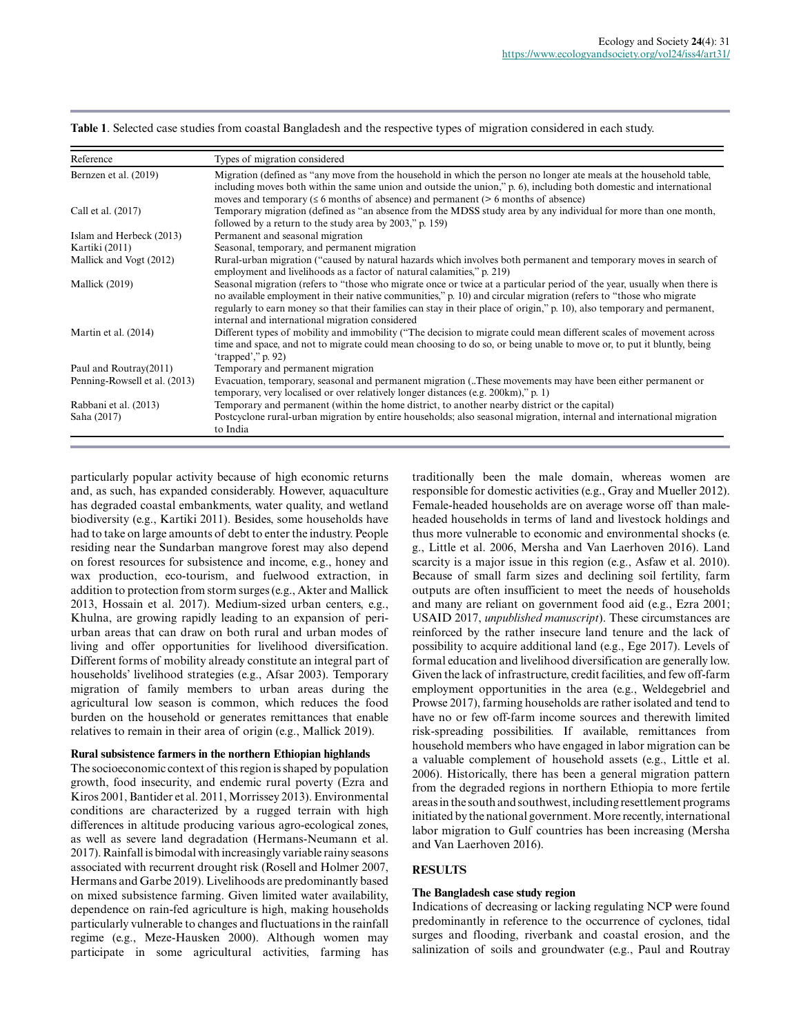**Table 1**. Selected case studies from coastal Bangladesh and the respective types of migration considered in each study.

| Reference | Types of migration considered |
|---|---|
| Bernzen et al. (2019) | Migration (defined as "any move from the household in which the person no longer ate meals at the household table, including moves both within the same union and outside the union," p. 6), including both domestic and international moves and temporary (≤ 6 months of absence) and permanent (> 6 months of absence) |
| Call et al. (2017) | Temporary migration (defined as "an absence from the MDSS study area by any individual for more than one month, followed by a return to the study area by 2003," p. 159) |
| Islam and Herbeck (2013) | Permanent and seasonal migration |
| Kartiki (2011) | Seasonal, temporary, and permanent migration |
| Mallick and Vogt (2012) | Rural-urban migration ("caused by natural hazards which involves both permanent and temporary moves in search of employment and livelihoods as a factor of natural calamities," p. 219) |
| Mallick (2019) | Seasonal migration (refers to "those who migrate once or twice at a particular period of the year, usually when there is no available employment in their native communities," p. 10) and circular migration (refers to "those who migrate regularly to earn money so that their families can stay in their place of origin," p. 10), also temporary and permanent, internal and international migration considered |
| Martin et al. (2014) | Different types of mobility and immobility ("The decision to migrate could mean different scales of movement across time and space, and not to migrate could mean choosing to do so, or being unable to move or, to put it bluntly, being 'trapped'," p. 92) |
| Paul and Routray(2011) | Temporary and permanent migration |
| Penning-Rowsell et al. (2013) | Evacuation, temporary, seasonal and permanent migration (..These movements may have been either permanent or temporary, very localised or over relatively longer distances (e.g. 200km)," p. 1) |
| Rabbani et al. (2013) | Temporary and permanent (within the home district, to another nearby district or the capital) |
| Saha (2017) | Postcyclone rural-urban migration by entire households; also seasonal migration, internal and international migration to India |

particularly popular activity because of high economic returns and, as such, has expanded considerably. However, aquaculture has degraded coastal embankments, water quality, and wetland biodiversity (e.g., Kartiki 2011). Besides, some households have had to take on large amounts of debt to enter the industry. People residing near the Sundarban mangrove forest may also depend on forest resources for subsistence and income, e.g., honey and wax production, eco-tourism, and fuelwood extraction, in addition to protection from storm surges (e.g., Akter and Mallick 2013, Hossain et al. 2017). Medium-sized urban centers, e.g., Khulna, are growing rapidly leading to an expansion of peri-urban areas that can draw on both rural and urban modes of living and offer opportunities for livelihood diversification. Different forms of mobility already constitute an integral part of households' livelihood strategies (e.g., Afsar 2003). Temporary migration of family members to urban areas during the agricultural low season is common, which reduces the food burden on the household or generates remittances that enable relatives to remain in their area of origin (e.g., Mallick 2019).

**Rural subsistence farmers in the northern Ethiopian highlands**

The socioeconomic context of this region is shaped by population growth, food insecurity, and endemic rural poverty (Ezra and Kiros 2001, Bantider et al. 2011, Morrissey 2013). Environmental conditions are characterized by a rugged terrain with high differences in altitude producing various agro-ecological zones, as well as severe land degradation (Hermans-Neumann et al. 2017). Rainfall is bimodal with increasingly variable rainy seasons associated with recurrent drought risk (Rosell and Holmer 2007, Hermans and Garbe 2019). Livelihoods are predominantly based on mixed subsistence farming. Given limited water availability, dependence on rain-fed agriculture is high, making households particularly vulnerable to changes and fluctuations in the rainfall regime (e.g., Meze-Hausken 2000). Although women may participate in some agricultural activities, farming has traditionally been the male domain, whereas women are responsible for domestic activities (e.g., Gray and Mueller 2012). Female-headed households are on average worse off than male-headed households in terms of land and livestock holdings and thus more vulnerable to economic and environmental shocks (e. g., Little et al. 2006, Mersha and Van Laerhoven 2016). Land scarcity is a major issue in this region (e.g., Asfaw et al. 2010). Because of small farm sizes and declining soil fertility, farm outputs are often insufficient to meet the needs of households and many are reliant on government food aid (e.g., Ezra 2001; USAID 2017, *unpublished manuscript*). These circumstances are reinforced by the rather insecure land tenure and the lack of possibility to acquire additional land (e.g., Ege 2017). Levels of formal education and livelihood diversification are generally low. Given the lack of infrastructure, credit facilities, and few off-farm employment opportunities in the area (e.g., Weldegebriel and Prowse 2017), farming households are rather isolated and tend to have no or few off-farm income sources and therewith limited risk-spreading possibilities. If available, remittances from household members who have engaged in labor migration can be a valuable complement of household assets (e.g., Little et al. 2006). Historically, there has been a general migration pattern from the degraded regions in northern Ethiopia to more fertile areas in the south and southwest, including resettlement programs initiated by the national government. More recently, international labor migration to Gulf countries has been increasing (Mersha and Van Laerhoven 2016).

## RESULTS

### The Bangladesh case study region

Indications of decreasing or lacking regulating NCP were found predominantly in reference to the occurrence of cyclones, tidal surges and flooding, riverbank and coastal erosion, and the salinization of soils and groundwater (e.g., Paul and Routray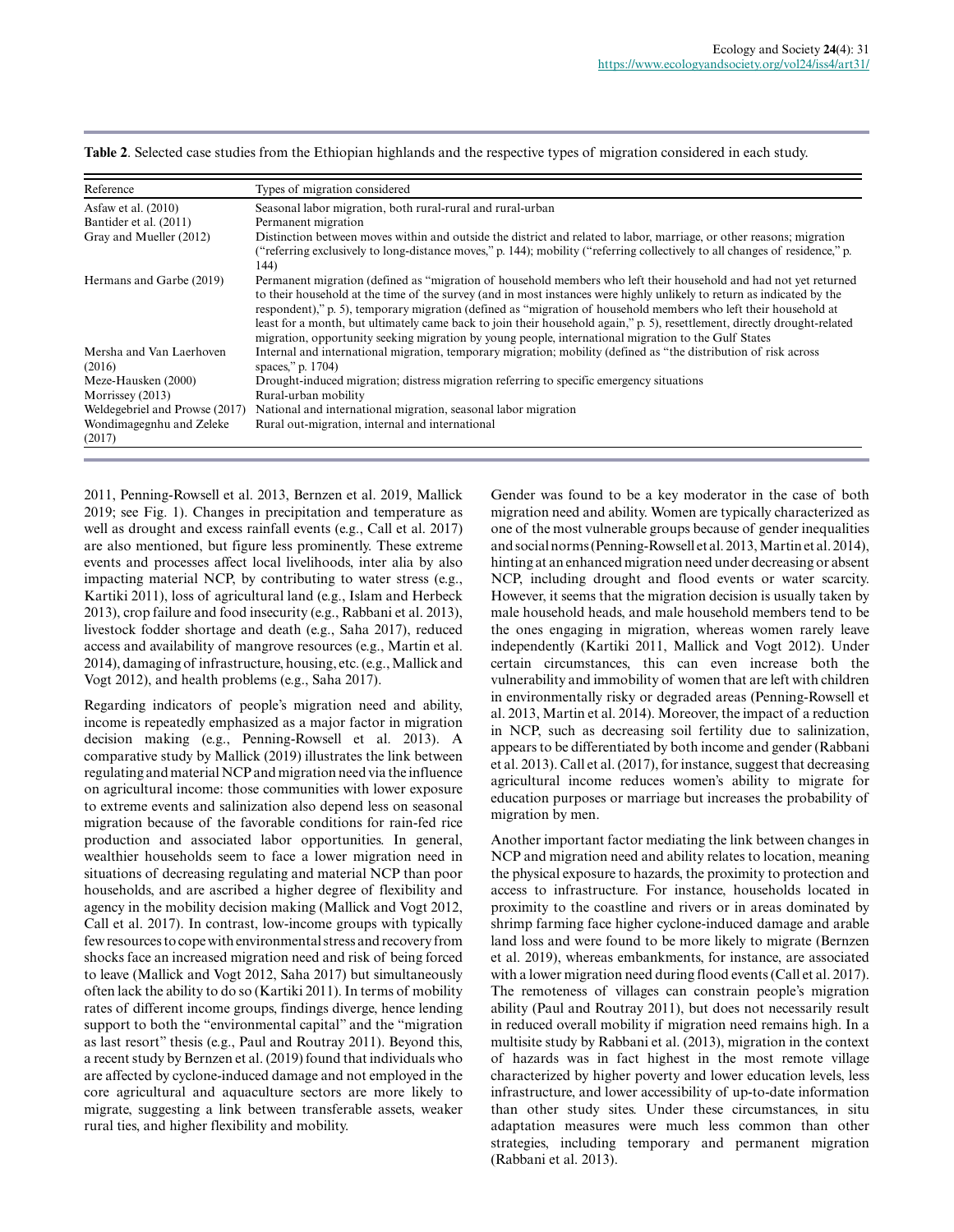**Table 2**. Selected case studies from the Ethiopian highlands and the respective types of migration considered in each study.

| Reference | Types of migration considered |
| --- | --- |
| Asfaw et al. (2010) | Seasonal labor migration, both rural-rural and rural-urban |
| Bantider et al. (2011) | Permanent migration |
| Gray and Mueller (2012) | Distinction between moves within and outside the district and related to labor, marriage, or other reasons; migration ("referring exclusively to long-distance moves," p. 144); mobility ("referring collectively to all changes of residence," p. 144) |
| Hermans and Garbe (2019) | Permanent migration (defined as "migration of household members who left their household and had not yet returned to their household at the time of the survey (and in most instances were highly unlikely to return as indicated by the respondent)," p. 5), temporary migration (defined as "migration of household members who left their household at least for a month, but ultimately came back to join their household again," p. 5), resettlement, directly drought-related migration, opportunity seeking migration by young people, international migration to the Gulf States |
| Mersha and Van Laerhoven (2016) | Internal and international migration, temporary migration; mobility (defined as "the distribution of risk across spaces," p. 1704) |
| Meze-Hausken (2000) | Drought-induced migration; distress migration referring to specific emergency situations |
| Morrissey (2013) | Rural-urban mobility |
| Weldegebriel and Prowse (2017) | National and international migration, seasonal labor migration |
| Wondimagegnhu and Zeleke (2017) | Rural out-migration, internal and international |

2011, Penning-Rowsell et al. 2013, Bernzen et al. 2019, Mallick 2019; see Fig. 1). Changes in precipitation and temperature as well as drought and excess rainfall events (e.g., Call et al. 2017) are also mentioned, but figure less prominently. These extreme events and processes affect local livelihoods, inter alia by also impacting material NCP, by contributing to water stress (e.g., Kartiki 2011), loss of agricultural land (e.g., Islam and Herbeck 2013), crop failure and food insecurity (e.g., Rabbani et al. 2013), livestock fodder shortage and death (e.g., Saha 2017), reduced access and availability of mangrove resources (e.g., Martin et al. 2014), damaging of infrastructure, housing, etc. (e.g., Mallick and Vogt 2012), and health problems (e.g., Saha 2017).

Regarding indicators of people's migration need and ability, income is repeatedly emphasized as a major factor in migration decision making (e.g., Penning-Rowsell et al. 2013). A comparative study by Mallick (2019) illustrates the link between regulating and material NCP and migration need via the influence on agricultural income: those communities with lower exposure to extreme events and salinization also depend less on seasonal migration because of the favorable conditions for rain-fed rice production and associated labor opportunities. In general, wealthier households seem to face a lower migration need in situations of decreasing regulating and material NCP than poor households, and are ascribed a higher degree of flexibility and agency in the mobility decision making (Mallick and Vogt 2012, Call et al. 2017). In contrast, low-income groups with typically few resources to cope with environmental stress and recovery from shocks face an increased migration need and risk of being forced to leave (Mallick and Vogt 2012, Saha 2017) but simultaneously often lack the ability to do so (Kartiki 2011). In terms of mobility rates of different income groups, findings diverge, hence lending support to both the "environmental capital" and the "migration as last resort" thesis (e.g., Paul and Routray 2011). Beyond this, a recent study by Bernzen et al. (2019) found that individuals who are affected by cyclone-induced damage and not employed in the core agricultural and aquaculture sectors are more likely to migrate, suggesting a link between transferable assets, weaker rural ties, and higher flexibility and mobility.

Gender was found to be a key moderator in the case of both migration need and ability. Women are typically characterized as one of the most vulnerable groups because of gender inequalities and social norms (Penning-Rowsell et al. 2013, Martin et al. 2014), hinting at an enhanced migration need under decreasing or absent NCP, including drought and flood events or water scarcity. However, it seems that the migration decision is usually taken by male household heads, and male household members tend to be the ones engaging in migration, whereas women rarely leave independently (Kartiki 2011, Mallick and Vogt 2012). Under certain circumstances, this can even increase both the vulnerability and immobility of women that are left with children in environmentally risky or degraded areas (Penning-Rowsell et al. 2013, Martin et al. 2014). Moreover, the impact of a reduction in NCP, such as decreasing soil fertility due to salinization, appears to be differentiated by both income and gender (Rabbani et al. 2013). Call et al. (2017), for instance, suggest that decreasing agricultural income reduces women's ability to migrate for education purposes or marriage but increases the probability of migration by men.

Another important factor mediating the link between changes in NCP and migration need and ability relates to location, meaning the physical exposure to hazards, the proximity to protection and access to infrastructure. For instance, households located in proximity to the coastline and rivers or in areas dominated by shrimp farming face higher cyclone-induced damage and arable land loss and were found to be more likely to migrate (Bernzen et al. 2019), whereas embankments, for instance, are associated with a lower migration need during flood events (Call et al. 2017). The remoteness of villages can constrain people's migration ability (Paul and Routray 2011), but does not necessarily result in reduced overall mobility if migration need remains high. In a multisite study by Rabbani et al. (2013), migration in the context of hazards was in fact highest in the most remote village characterized by higher poverty and lower education levels, less infrastructure, and lower accessibility of up-to-date information than other study sites. Under these circumstances, in situ adaptation measures were much less common than other strategies, including temporary and permanent migration (Rabbani et al. 2013).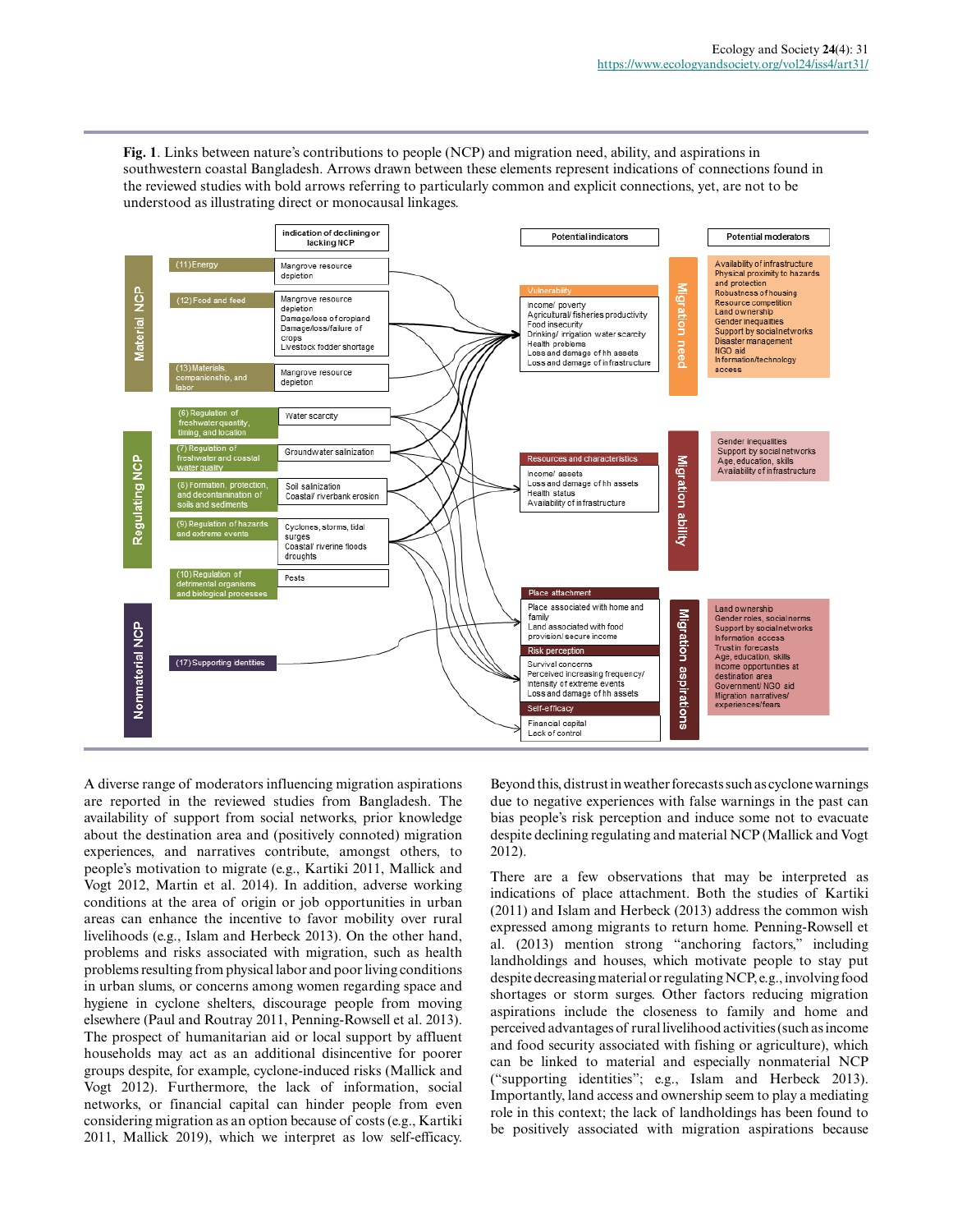**Fig. 1**. Links between nature's contributions to people (NCP) and migration need, ability, and aspirations in southwestern coastal Bangladesh. Arrows drawn between these elements represent indications of connections found in the reviewed studies with bold arrows referring to particularly common and explicit connections, yet, are not to be understood as illustrating direct or monocausal linkages.

A diverse range of moderators influencing migration aspirations are reported in the reviewed studies from Bangladesh. The availability of support from social networks, prior knowledge about the destination area and (positively connoted) migration experiences, and narratives contribute, amongst others, to people's motivation to migrate (e.g., Kartiki 2011, Mallick and Vogt 2012, Martin et al. 2014). In addition, adverse working conditions at the area of origin or job opportunities in urban areas can enhance the incentive to favor mobility over rural livelihoods (e.g., Islam and Herbeck 2013). On the other hand, problems and risks associated with migration, such as health problems resulting from physical labor and poor living conditions in urban slums, or concerns among women regarding space and hygiene in cyclone shelters, discourage people from moving elsewhere (Paul and Routray 2011, Penning-Rowsell et al. 2013). The prospect of humanitarian aid or local support by affluent households may act as an additional disincentive for poorer groups despite, for example, cyclone-induced risks (Mallick and Vogt 2012). Furthermore, the lack of information, social networks, or financial capital can hinder people from even considering migration as an option because of costs (e.g., Kartiki 2011, Mallick 2019), which we interpret as low self-efficacy. Beyond this, distrust in weather forecasts such as cyclone warnings due to negative experiences with false warnings in the past can bias people's risk perception and induce some not to evacuate despite declining regulating and material NCP (Mallick and Vogt 2012).

There are a few observations that may be interpreted as indications of place attachment. Both the studies of Kartiki (2011) and Islam and Herbeck (2013) address the common wish expressed among migrants to return home. Penning-Rowsell et al. (2013) mention strong "anchoring factors," including landholdings and houses, which motivate people to stay put despite decreasing material or regulating NCP, e.g., involving food shortages or storm surges. Other factors reducing migration aspirations include the closeness to family and home and perceived advantages of rural livelihood activities (such as income and food security associated with fishing or agriculture), which can be linked to material and especially nonmaterial NCP ("supporting identities"; e.g., Islam and Herbeck 2013). Importantly, land access and ownership seem to play a mediating role in this context; the lack of landholdings has been found to be positively associated with migration aspirations because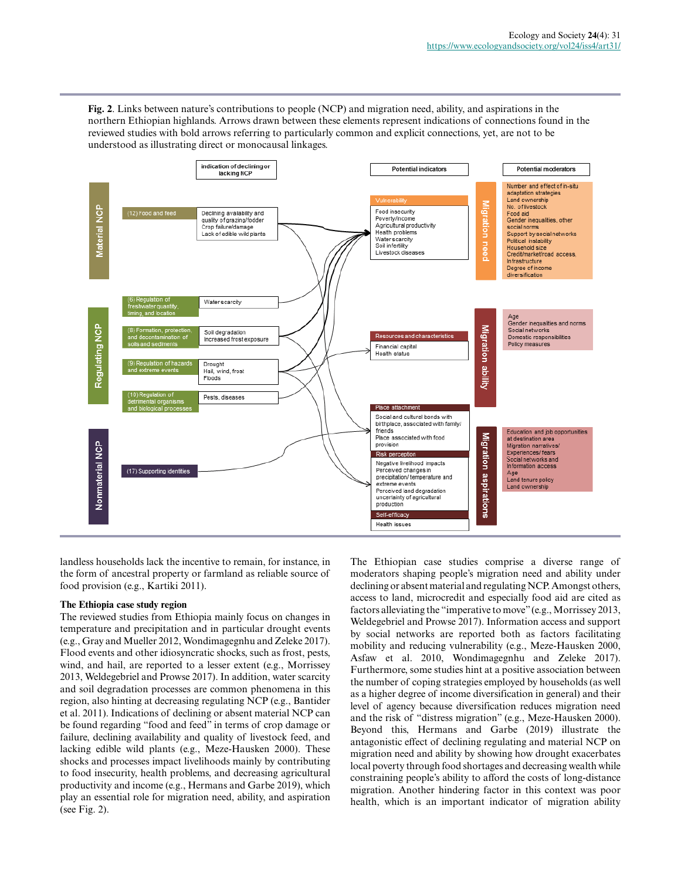**Fig. 2**. Links between nature's contributions to people (NCP) and migration need, ability, and aspirations in the northern Ethiopian highlands. Arrows drawn between these elements represent indications of connections found in the reviewed studies with bold arrows referring to particularly common and explicit connections, yet, are not to be understood as illustrating direct or monocausal linkages.

landless households lack the incentive to remain, for instance, in the form of ancestral property or farmland as reliable source of food provision (e.g., Kartiki 2011).

### The Ethiopia case study region

The reviewed studies from Ethiopia mainly focus on changes in temperature and precipitation and in particular drought events (e.g., Gray and Mueller 2012, Wondimagegnhu and Zeleke 2017). Flood events and other idiosyncratic shocks, such as frost, pests, wind, and hail, are reported to a lesser extent (e.g., Morrissey 2013, Weldegebriel and Prowse 2017). In addition, water scarcity and soil degradation processes are common phenomena in this region, also hinting at decreasing regulating NCP (e.g., Bantider et al. 2011). Indications of declining or absent material NCP can be found regarding "food and feed" in terms of crop damage or failure, declining availability and quality of livestock feed, and lacking edible wild plants (e.g., Meze-Hausken 2000). These shocks and processes impact livelihoods mainly by contributing to food insecurity, health problems, and decreasing agricultural productivity and income (e.g., Hermans and Garbe 2019), which play an essential role for migration need, ability, and aspiration (see Fig. 2).

The Ethiopian case studies comprise a diverse range of moderators shaping people's migration need and ability under declining or absent material and regulating NCP. Amongst others, access to land, microcredit and especially food aid are cited as factors alleviating the "imperative to move" (e.g., Morrissey 2013, Weldegebriel and Prowse 2017). Information access and support by social networks are reported both as factors facilitating mobility and reducing vulnerability (e.g., Meze-Hausken 2000, Asfaw et al. 2010, Wondimagegnhu and Zeleke 2017). Furthermore, some studies hint at a positive association between the number of coping strategies employed by households (as well as a higher degree of income diversification in general) and their level of agency because diversification reduces migration need and the risk of "distress migration" (e.g., Meze-Hausken 2000). Beyond this, Hermans and Garbe (2019) illustrate the antagonistic effect of declining regulating and material NCP on migration need and ability by showing how drought exacerbates local poverty through food shortages and decreasing wealth while constraining people's ability to afford the costs of long-distance migration. Another hindering factor in this context was poor health, which is an important indicator of migration ability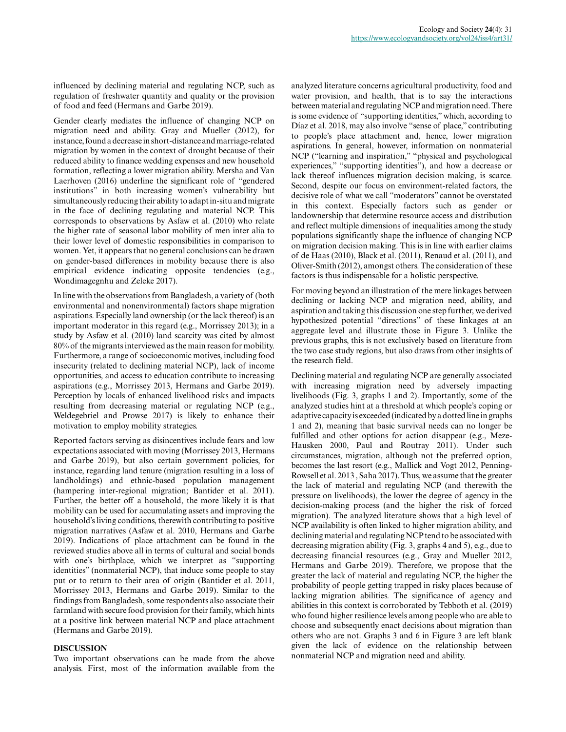influenced by declining material and regulating NCP, such as regulation of freshwater quantity and quality or the provision of food and feed (Hermans and Garbe 2019).

Gender clearly mediates the influence of changing NCP on migration need and ability. Gray and Mueller (2012), for instance, found a decrease in short-distance and marriage-related migration by women in the context of drought because of their reduced ability to finance wedding expenses and new household formation, reflecting a lower migration ability. Mersha and Van Laerhoven (2016) underline the significant role of "gendered institutions" in both increasing women's vulnerability but simultaneously reducing their ability to adapt in-situ and migrate in the face of declining regulating and material NCP. This corresponds to observations by Asfaw et al. (2010) who relate the higher rate of seasonal labor mobility of men inter alia to their lower level of domestic responsibilities in comparison to women. Yet, it appears that no general conclusions can be drawn on gender-based differences in mobility because there is also empirical evidence indicating opposite tendencies (e.g., Wondimagegnhu and Zeleke 2017).

In line with the observations from Bangladesh, a variety of (both environmental and nonenvironmental) factors shape migration aspirations. Especially land ownership (or the lack thereof) is an important moderator in this regard (e.g., Morrissey 2013); in a study by Asfaw et al. (2010) land scarcity was cited by almost 80% of the migrants interviewed as the main reason for mobility. Furthermore, a range of socioeconomic motives, including food insecurity (related to declining material NCP), lack of income opportunities, and access to education contribute to increasing aspirations (e.g., Morrissey 2013, Hermans and Garbe 2019). Perception by locals of enhanced livelihood risks and impacts resulting from decreasing material or regulating NCP (e.g., Weldegebriel and Prowse 2017) is likely to enhance their motivation to employ mobility strategies.

Reported factors serving as disincentives include fears and low expectations associated with moving (Morrissey 2013, Hermans and Garbe 2019), but also certain government policies, for instance, regarding land tenure (migration resulting in a loss of landholdings) and ethnic-based population management (hampering inter-regional migration; Bantider et al. 2011). Further, the better off a household, the more likely it is that mobility can be used for accumulating assets and improving the household's living conditions, therewith contributing to positive migration narratives (Asfaw et al. 2010, Hermans and Garbe 2019). Indications of place attachment can be found in the reviewed studies above all in terms of cultural and social bonds with one's birthplace, which we interpret as "supporting identities" (nonmaterial NCP), that induce some people to stay put or to return to their area of origin (Bantider et al. 2011, Morrissey 2013, Hermans and Garbe 2019). Similar to the findings from Bangladesh, some respondents also associate their farmland with secure food provision for their family, which hints at a positive link between material NCP and place attachment (Hermans and Garbe 2019).

## DISCUSSION

Two important observations can be made from the above analysis. First, most of the information available from the analyzed literature concerns agricultural productivity, food and water provision, and health, that is to say the interactions between material and regulating NCP and migration need. There is some evidence of "supporting identities," which, according to Díaz et al. 2018, may also involve "sense of place," contributing to people's place attachment and, hence, lower migration aspirations. In general, however, information on nonmaterial NCP ("learning and inspiration," "physical and psychological experiences," "supporting identities"), and how a decrease or lack thereof influences migration decision making, is scarce. Second, despite our focus on environment-related factors, the decisive role of what we call "moderators" cannot be overstated in this context. Especially factors such as gender or landownership that determine resource access and distribution and reflect multiple dimensions of inequalities among the study populations significantly shape the influence of changing NCP on migration decision making. This is in line with earlier claims of de Haas (2010), Black et al. (2011), Renaud et al. (2011), and Oliver-Smith (2012), amongst others. The consideration of these factors is thus indispensable for a holistic perspective.

For moving beyond an illustration of the mere linkages between declining or lacking NCP and migration need, ability, and aspiration and taking this discussion one step further, we derived hypothesized potential "directions" of these linkages at an aggregate level and illustrate those in Figure 3. Unlike the previous graphs, this is not exclusively based on literature from the two case study regions, but also draws from other insights of the research field.

Declining material and regulating NCP are generally associated with increasing migration need by adversely impacting livelihoods (Fig. 3, graphs 1 and 2). Importantly, some of the analyzed studies hint at a threshold at which people's coping or adaptive capacity is exceeded (indicated by a dotted line in graphs 1 and 2), meaning that basic survival needs can no longer be fulfilled and other options for action disappear (e.g., Meze-Hausken 2000, Paul and Routray 2011). Under such circumstances, migration, although not the preferred option, becomes the last resort (e.g., Mallick and Vogt 2012, Penning-Rowsell et al. 2013 , Saha 2017). Thus, we assume that the greater the lack of material and regulating NCP (and therewith the pressure on livelihoods), the lower the degree of agency in the decision-making process (and the higher the risk of forced migration). The analyzed literature shows that a high level of NCP availability is often linked to higher migration ability, and declining material and regulating NCP tend to be associated with decreasing migration ability (Fig. 3, graphs 4 and 5), e.g., due to decreasing financial resources (e.g., Gray and Mueller 2012, Hermans and Garbe 2019). Therefore, we propose that the greater the lack of material and regulating NCP, the higher the probability of people getting trapped in risky places because of lacking migration abilities. The significance of agency and abilities in this context is corroborated by Tebboth et al. (2019) who found higher resilience levels among people who are able to choose and subsequently enact decisions about migration than others who are not. Graphs 3 and 6 in Figure 3 are left blank given the lack of evidence on the relationship between nonmaterial NCP and migration need and ability.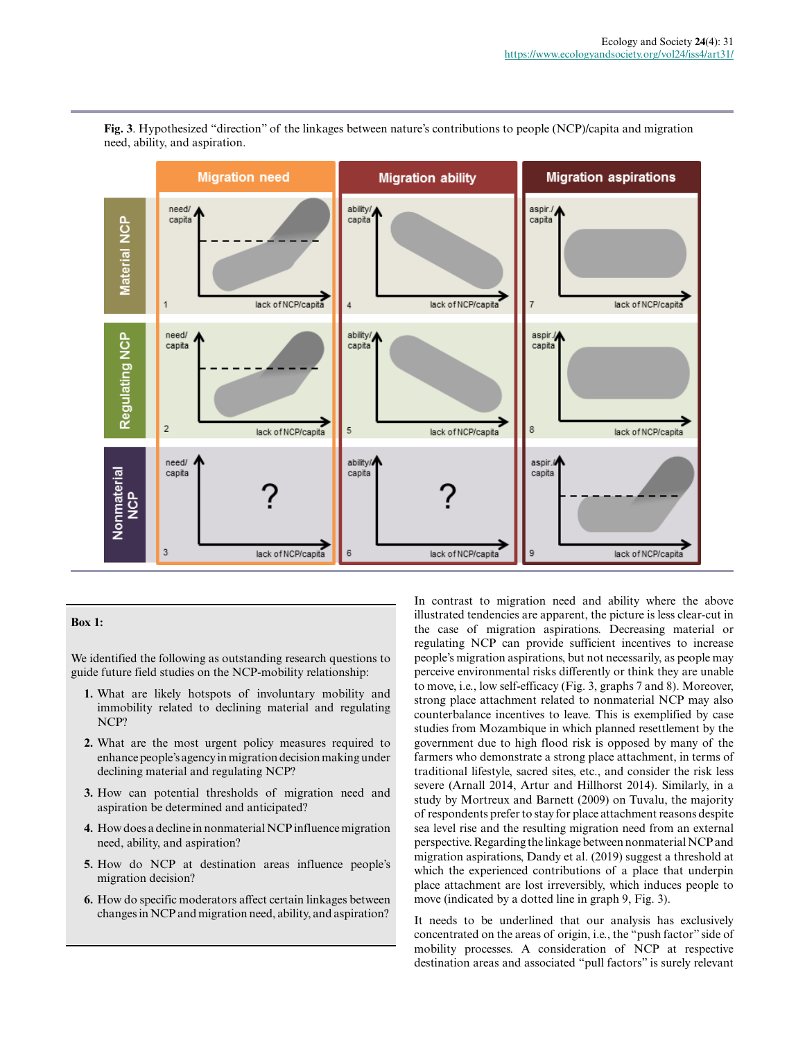**Fig. 3**. Hypothesized "direction" of the linkages between nature's contributions to people (NCP)/capita and migration need, ability, and aspiration.

**Box 1:**

We identified the following as outstanding research questions to guide future field studies on the NCP-mobility relationship:

1. What are likely hotspots of involuntary mobility and immobility related to declining material and regulating NCP?
2. What are the most urgent policy measures required to enhance people's agency in migration decision making under declining material and regulating NCP?
3. How can potential thresholds of migration need and aspiration be determined and anticipated?
4. How does a decline in nonmaterial NCP influence migration need, ability, and aspiration?
5. How do NCP at destination areas influence people's migration decision?
6. How do specific moderators affect certain linkages between changes in NCP and migration need, ability, and aspiration?

In contrast to migration need and ability where the above illustrated tendencies are apparent, the picture is less clear-cut in the case of migration aspirations. Decreasing material or regulating NCP can provide sufficient incentives to increase people's migration aspirations, but not necessarily, as people may perceive environmental risks differently or think they are unable to move, i.e., low self-efficacy (Fig. 3, graphs 7 and 8). Moreover, strong place attachment related to nonmaterial NCP may also counterbalance incentives to leave. This is exemplified by case studies from Mozambique in which planned resettlement by the government due to high flood risk is opposed by many of the farmers who demonstrate a strong place attachment, in terms of traditional lifestyle, sacred sites, etc., and consider the risk less severe (Arnall 2014, Artur and Hillhorst 2014). Similarly, in a study by Mortreux and Barnett (2009) on Tuvalu, the majority of respondents prefer to stay for place attachment reasons despite sea level rise and the resulting migration need from an external perspective. Regarding the linkage between nonmaterial NCP and migration aspirations, Dandy et al. (2019) suggest a threshold at which the experienced contributions of a place that underpin place attachment are lost irreversibly, which induces people to move (indicated by a dotted line in graph 9, Fig. 3).

It needs to be underlined that our analysis has exclusively concentrated on the areas of origin, i.e., the "push factor" side of mobility processes. A consideration of NCP at respective destination areas and associated "pull factors" is surely relevant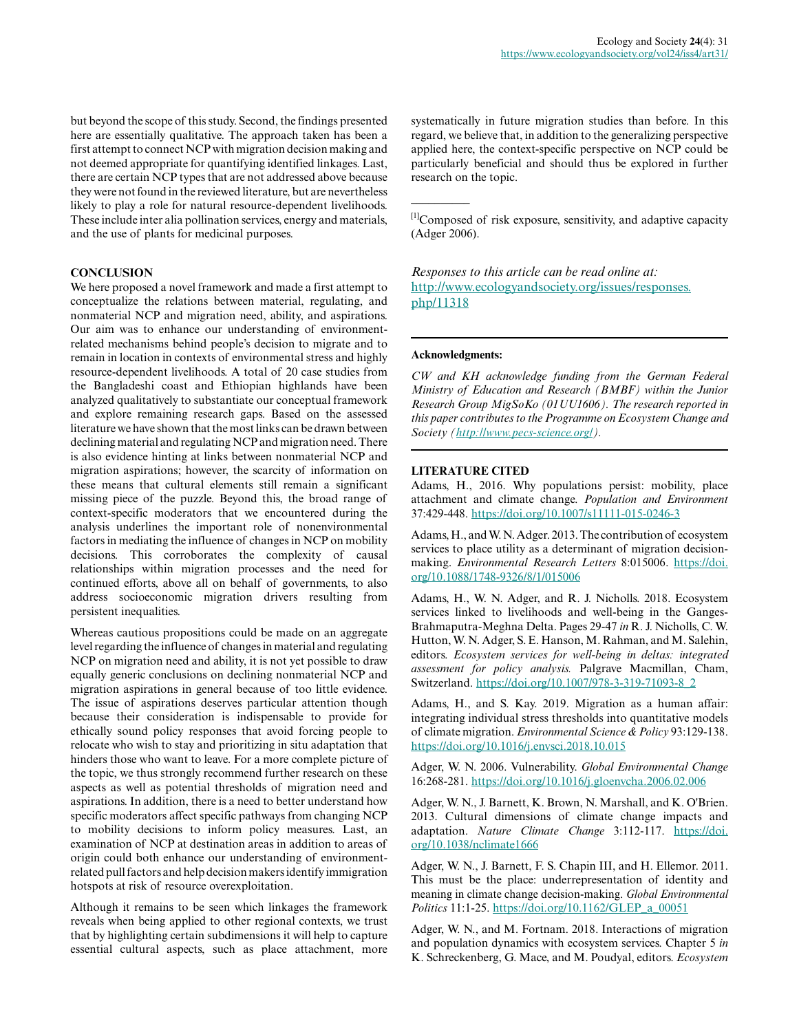but beyond the scope of this study. Second, the findings presented here are essentially qualitative. The approach taken has been a first attempt to connect NCP with migration decision making and not deemed appropriate for quantifying identified linkages. Last, there are certain NCP types that are not addressed above because they were not found in the reviewed literature, but are nevertheless likely to play a role for natural resource-dependent livelihoods. These include inter alia pollination services, energy and materials, and the use of plants for medicinal purposes.

## CONCLUSION

We here proposed a novel framework and made a first attempt to conceptualize the relations between material, regulating, and nonmaterial NCP and migration need, ability, and aspirations. Our aim was to enhance our understanding of environment-related mechanisms behind people's decision to migrate and to remain in location in contexts of environmental stress and highly resource-dependent livelihoods. A total of 20 case studies from the Bangladeshi coast and Ethiopian highlands have been analyzed qualitatively to substantiate our conceptual framework and explore remaining research gaps. Based on the assessed literature we have shown that the most links can be drawn between declining material and regulating NCP and migration need. There is also evidence hinting at links between nonmaterial NCP and migration aspirations; however, the scarcity of information on these means that cultural elements still remain a significant missing piece of the puzzle. Beyond this, the broad range of context-specific moderators that we encountered during the analysis underlines the important role of nonenvironmental factors in mediating the influence of changes in NCP on mobility decisions. This corroborates the complexity of causal relationships within migration processes and the need for continued efforts, above all on behalf of governments, to also address socioeconomic migration drivers resulting from persistent inequalities.

Whereas cautious propositions could be made on an aggregate level regarding the influence of changes in material and regulating NCP on migration need and ability, it is not yet possible to draw equally generic conclusions on declining nonmaterial NCP and migration aspirations in general because of too little evidence. The issue of aspirations deserves particular attention though because their consideration is indispensable to provide for ethically sound policy responses that avoid forcing people to relocate who wish to stay and prioritizing in situ adaptation that hinders those who want to leave. For a more complete picture of the topic, we thus strongly recommend further research on these aspects as well as potential thresholds of migration need and aspirations. In addition, there is a need to better understand how specific moderators affect specific pathways from changing NCP to mobility decisions to inform policy measures. Last, an examination of NCP at destination areas in addition to areas of origin could both enhance our understanding of environment-related pull factors and help decision makers identify immigration hotspots at risk of resource overexploitation.

Although it remains to be seen which linkages the framework reveals when being applied to other regional contexts, we trust that by highlighting certain subdimensions it will help to capture essential cultural aspects, such as place attachment, more systematically in future migration studies than before. In this regard, we believe that, in addition to the generalizing perspective applied here, the context-specific perspective on NCP could be particularly beneficial and should thus be explored in further research on the topic.

---

[1]Composed of risk exposure, sensitivity, and adaptive capacity (Adger 2006).

*Responses to this article can be read online at:* http://www.ecologyandsociety.org/issues/responses.php/11318

---

**Acknowledgments:**

*CW and KH acknowledge funding from the German Federal Ministry of Education and Research (BMBF) within the Junior Research Group MigSoKo (01UU1606). The research reported in this paper contributes to the Programme on Ecosystem Change and Society (http://www.pecs-science.org/).*

---

## LITERATURE CITED

Adams, H., 2016. Why populations persist: mobility, place attachment and climate change. *Population and Environment* 37:429-448. https://doi.org/10.1007/s11111-015-0246-3

Adams, H., and W. N. Adger. 2013. The contribution of ecosystem services to place utility as a determinant of migration decision-making. *Environmental Research Letters* 8:015006. https://doi.org/10.1088/1748-9326/8/1/015006

Adams, H., W. N. Adger, and R. J. Nicholls. 2018. Ecosystem services linked to livelihoods and well-being in the Ganges-Brahmaputra-Meghna Delta. Pages 29-47 *in* R. J. Nicholls, C. W. Hutton, W. N. Adger, S. E. Hanson, M. Rahman, and M. Salehin, editors. *Ecosystem services for well-being in deltas: integrated assessment for policy analysis.* Palgrave Macmillan, Cham, Switzerland. https://doi.org/10.1007/978-3-319-71093-8_2

Adams, H., and S. Kay. 2019. Migration as a human affair: integrating individual stress thresholds into quantitative models of climate migration. *Environmental Science & Policy* 93:129-138. https://doi.org/10.1016/j.envsci.2018.10.015

Adger, W. N. 2006. Vulnerability. *Global Environmental Change* 16:268-281. https://doi.org/10.1016/j.gloenvcha.2006.02.006

Adger, W. N., J. Barnett, K. Brown, N. Marshall, and K. O'Brien. 2013. Cultural dimensions of climate change impacts and adaptation. *Nature Climate Change* 3:112-117. https://doi.org/10.1038/nclimate1666

Adger, W. N., J. Barnett, F. S. Chapin III, and H. Ellemor. 2011. This must be the place: underrepresentation of identity and meaning in climate change decision-making. *Global Environmental Politics* 11:1-25. https://doi.org/10.1162/GLEP_a_00051

Adger, W. N., and M. Fortnam. 2018. Interactions of migration and population dynamics with ecosystem services. Chapter 5 *in* K. Schreckenberg, G. Mace, and M. Poudyal, editors. *Ecosystem*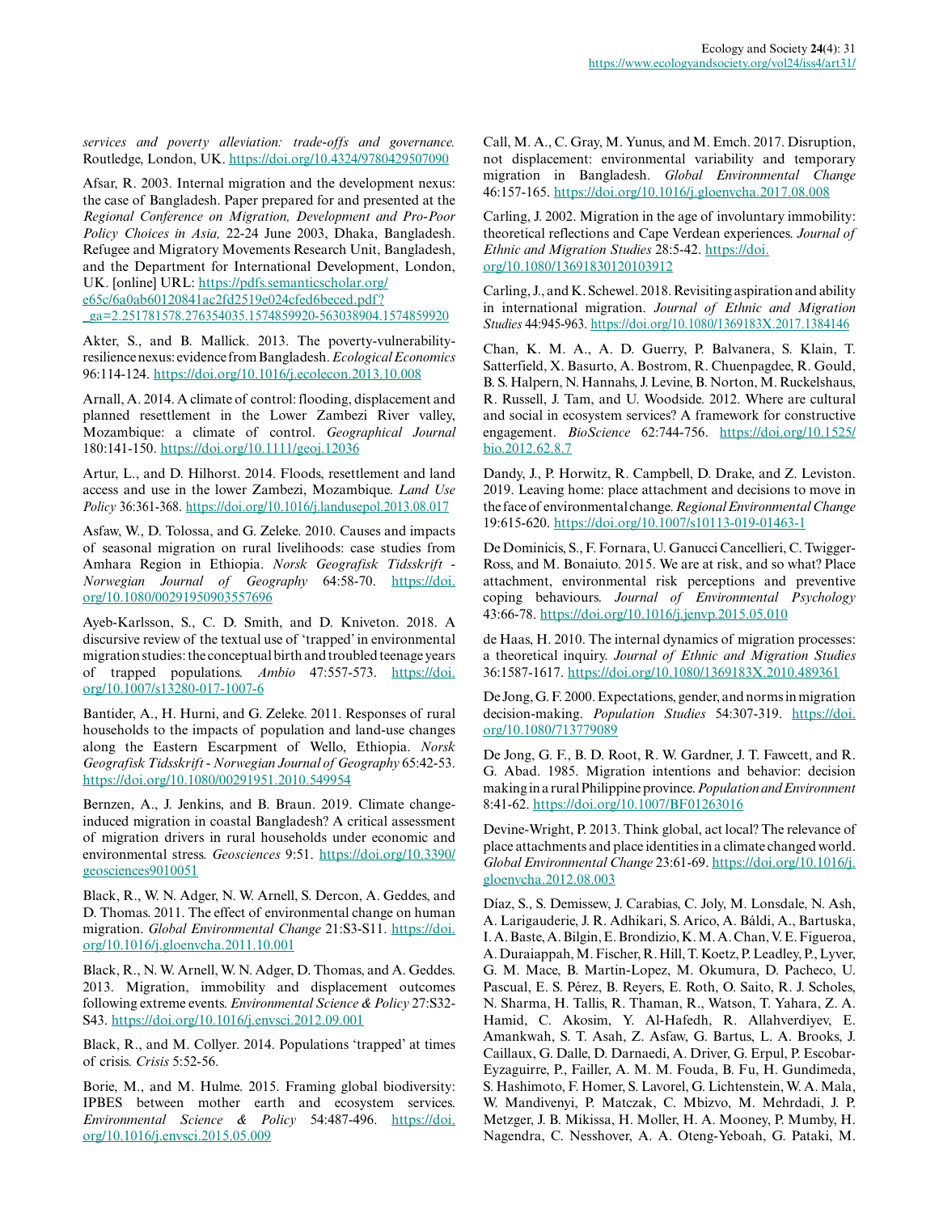*services and poverty alleviation: trade-offs and governance.* Routledge, London, UK. https://doi.org/10.4324/9780429507090

Afsar, R. 2003. Internal migration and the development nexus: the case of Bangladesh. Paper prepared for and presented at the *Regional Conference on Migration, Development and Pro-Poor Policy Choices in Asia,* 22-24 June 2003, Dhaka, Bangladesh. Refugee and Migratory Movements Research Unit, Bangladesh, and the Department for International Development, London, UK. [online] URL: https://pdfs.semanticscholar.org/e65c/6a0ab60120841ac2fd2519e024cfed6beced.pdf?_ga=2.251781578.276354035.1574859920-563038904.1574859920

Akter, S., and B. Mallick. 2013. The poverty-vulnerability-resilience nexus: evidence from Bangladesh. *Ecological Economics* 96:114-124. https://doi.org/10.1016/j.ecolecon.2013.10.008

Arnall, A. 2014. A climate of control: flooding, displacement and planned resettlement in the Lower Zambezi River valley, Mozambique: a climate of control. *Geographical Journal* 180:141-150. https://doi.org/10.1111/geoj.12036

Artur, L., and D. Hilhorst. 2014. Floods, resettlement and land access and use in the lower Zambezi, Mozambique. *Land Use Policy* 36:361-368. https://doi.org/10.1016/j.landusepol.2013.08.017

Asfaw, W., D. Tolossa, and G. Zeleke. 2010. Causes and impacts of seasonal migration on rural livelihoods: case studies from Amhara Region in Ethiopia. *Norsk Geografisk Tidsskrift - Norwegian Journal of Geography* 64:58-70. https://doi.org/10.1080/00291950903557696

Ayeb-Karlsson, S., C. D. Smith, and D. Kniveton. 2018. A discursive review of the textual use of 'trapped' in environmental migration studies: the conceptual birth and troubled teenage years of trapped populations. *Ambio* 47:557-573. https://doi.org/10.1007/s13280-017-1007-6

Bantider, A., H. Hurni, and G. Zeleke. 2011. Responses of rural households to the impacts of population and land-use changes along the Eastern Escarpment of Wello, Ethiopia. *Norsk Geografisk Tidsskrift - Norwegian Journal of Geography* 65:42-53. https://doi.org/10.1080/00291951.2010.549954

Bernzen, A., J. Jenkins, and B. Braun. 2019. Climate change-induced migration in coastal Bangladesh? A critical assessment of migration drivers in rural households under economic and environmental stress. *Geosciences* 9:51. https://doi.org/10.3390/geosciences9010051

Black, R., W. N. Adger, N. W. Arnell, S. Dercon, A. Geddes, and D. Thomas. 2011. The effect of environmental change on human migration. *Global Environmental Change* 21:S3-S11. https://doi.org/10.1016/j.gloenvcha.2011.10.001

Black, R., N. W. Arnell, W. N. Adger, D. Thomas, and A. Geddes. 2013. Migration, immobility and displacement outcomes following extreme events. *Environmental Science & Policy* 27:S32-S43. https://doi.org/10.1016/j.envsci.2012.09.001

Black, R., and M. Collyer. 2014. Populations 'trapped' at times of crisis. *Crisis* 5:52-56.

Borie, M., and M. Hulme. 2015. Framing global biodiversity: IPBES between mother earth and ecosystem services. *Environmental Science & Policy* 54:487-496. https://doi.org/10.1016/j.envsci.2015.05.009

Call, M. A., C. Gray, M. Yunus, and M. Emch. 2017. Disruption, not displacement: environmental variability and temporary migration in Bangladesh. *Global Environmental Change* 46:157-165. https://doi.org/10.1016/j.gloenvcha.2017.08.008

Carling, J. 2002. Migration in the age of involuntary immobility: theoretical reflections and Cape Verdean experiences. *Journal of Ethnic and Migration Studies* 28:5-42. https://doi.org/10.1080/13691830120103912

Carling, J., and K. Schewel. 2018. Revisiting aspiration and ability in international migration. *Journal of Ethnic and Migration Studies* 44:945-963. https://doi.org/10.1080/1369183X.2017.1384146

Chan, K. M. A., A. D. Guerry, P. Balvanera, S. Klain, T. Satterfield, X. Basurto, A. Bostrom, R. Chuenpagdee, R. Gould, B. S. Halpern, N. Hannahs, J. Levine, B. Norton, M. Ruckelshaus, R. Russell, J. Tam, and U. Woodside. 2012. Where are cultural and social in ecosystem services? A framework for constructive engagement. *BioScience* 62:744-756. https://doi.org/10.1525/bio.2012.62.8.7

Dandy, J., P. Horwitz, R. Campbell, D. Drake, and Z. Leviston. 2019. Leaving home: place attachment and decisions to move in the face of environmental change. *Regional Environmental Change* 19:615-620. https://doi.org/10.1007/s10113-019-01463-1

De Dominicis, S., F. Fornara, U. Ganucci Cancellieri, C. Twigger-Ross, and M. Bonaiuto. 2015. We are at risk, and so what? Place attachment, environmental risk perceptions and preventive coping behaviours. *Journal of Environmental Psychology* 43:66-78. https://doi.org/10.1016/j.jenvp.2015.05.010

de Haas, H. 2010. The internal dynamics of migration processes: a theoretical inquiry. *Journal of Ethnic and Migration Studies* 36:1587-1617. https://doi.org/10.1080/1369183X.2010.489361

De Jong, G. F. 2000. Expectations, gender, and norms in migration decision-making. *Population Studies* 54:307-319. https://doi.org/10.1080/713779089

De Jong, G. F., B. D. Root, R. W. Gardner, J. T. Fawcett, and R. G. Abad. 1985. Migration intentions and behavior: decision making in a rural Philippine province. *Population and Environment* 8:41-62. https://doi.org/10.1007/BF01263016

Devine-Wright, P. 2013. Think global, act local? The relevance of place attachments and place identities in a climate changed world. *Global Environmental Change* 23:61-69. https://doi.org/10.1016/j.gloenvcha.2012.08.003

Díaz, S., S. Demissew, J. Carabias, C. Joly, M. Lonsdale, N. Ash, A. Larigauderie, J. R. Adhikari, S. Arico, A. Báldi, A., Bartuska, I. A. Baste, A. Bilgin, E. Brondizio, K. M. A. Chan, V. E. Figueroa, A. Duraiappah, M. Fischer, R. Hill, T. Koetz, P. Leadley, P., Lyver, G. M. Mace, B. Martin-Lopez, M. Okumura, D. Pacheco, U. Pascual, E. S. Pérez, B. Reyers, E. Roth, O. Saito, R. J. Scholes, N. Sharma, H. Tallis, R. Thaman, R., Watson, T. Yahara, Z. A. Hamid, C. Akosim, Y. Al-Hafedh, R. Allahverdiyev, E. Amankwah, S. T. Asah, Z. Asfaw, G. Bartus, L. A. Brooks, J. Caillaux, G. Dalle, D. Darnaedi, A. Driver, G. Erpul, P. Escobar-Eyzaguirre, P., Failler, A. M. M. Fouda, B. Fu, H. Gundimeda, S. Hashimoto, F. Homer, S. Lavorel, G. Lichtenstein, W. A. Mala, W. Mandivenyi, P. Matczak, C. Mbizvo, M. Mehrdadi, J. P. Metzger, J. B. Mikissa, H. Moller, H. A. Mooney, P. Mumby, H. Nagendra, C. Nesshover, A. A. Oteng-Yeboah, G. Pataki, M.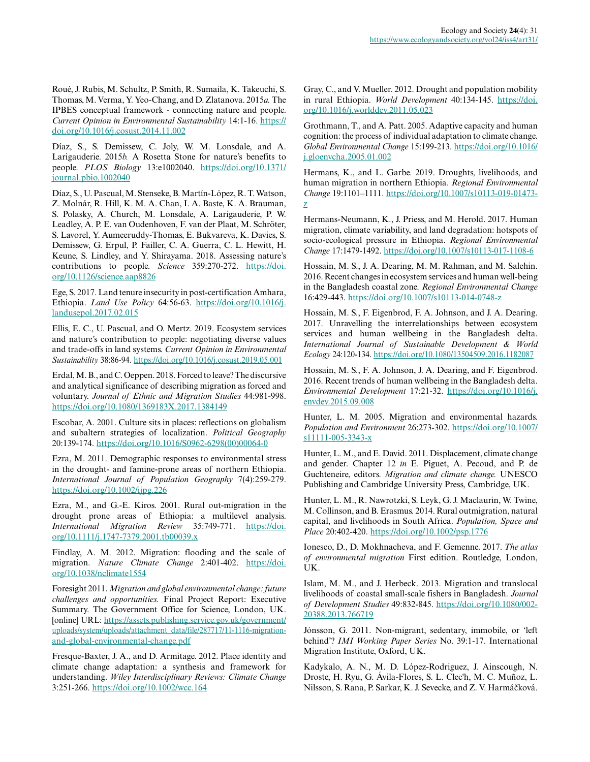Roué, J. Rubis, M. Schultz, P. Smith, R. Sumaila, K. Takeuchi, S. Thomas, M. Verma, Y. Yeo-Chang, and D. Zlatanova. 2015*a*. The IPBES conceptual framework - connecting nature and people. *Current Opinion in Environmental Sustainability* 14:1-16. https://doi.org/10.1016/j.cosust.2014.11.002

Díaz, S., S. Demissew, C. Joly, W. M. Lonsdale, and A. Larigauderie. 2015*b*. A Rosetta Stone for nature's benefits to people. *PLOS Biology* 13:e1002040. https://doi.org/10.1371/journal.pbio.1002040

Díaz, S., U. Pascual, M. Stenseke, B. Martín-López, R. T. Watson, Z. Molnár, R. Hill, K. M. A. Chan, I. A. Baste, K. A. Brauman, S. Polasky, A. Church, M. Lonsdale, A. Larigauderie, P. W. Leadley, A. P. E. van Oudenhoven, F. van der Plaat, M. Schröter, S. Lavorel, Y. Aumeeruddy-Thomas, E. Bukvareva, K. Davies, S. Demissew, G. Erpul, P. Failler, C. A. Guerra, C. L. Hewitt, H. Keune, S. Lindley, and Y. Shirayama. 2018. Assessing nature's contributions to people. *Science* 359:270-272. https://doi.org/10.1126/science.aap8826

Ege, S. 2017. Land tenure insecurity in post-certification Amhara, Ethiopia. *Land Use Policy* 64:56-63. https://doi.org/10.1016/j.landusepol.2017.02.015

Ellis, E. C., U. Pascual, and O. Mertz. 2019. Ecosystem services and nature's contribution to people: negotiating diverse values and trade-offs in land systems. *Current Opinion in Environmental Sustainability* 38:86-94. https://doi.org/10.1016/j.cosust.2019.05.001

Erdal, M. B., and C. Oeppen. 2018. Forced to leave? The discursive and analytical significance of describing migration as forced and voluntary. *Journal of Ethnic and Migration Studies* 44:981-998. https://doi.org/10.1080/1369183X.2017.1384149

Escobar, A. 2001. Culture sits in places: reflections on globalism and subaltern strategies of localization. *Political Geography* 20:139-174. https://doi.org/10.1016/S0962-6298(00)00064-0

Ezra, M. 2011. Demographic responses to environmental stress in the drought- and famine-prone areas of northern Ethiopia. *International Journal of Population Geography* 7(4):259-279. https://doi.org/10.1002/ijpg.226

Ezra, M., and G.-E. Kiros. 2001. Rural out-migration in the drought prone areas of Ethiopia: a multilevel analysis. *International Migration Review* 35:749-771. https://doi.org/10.1111/j.1747-7379.2001.tb00039.x

Findlay, A. M. 2012. Migration: flooding and the scale of migration. *Nature Climate Change* 2:401-402. https://doi.org/10.1038/nclimate1554

Foresight 2011. *Migration and global environmental change: future challenges and opportunities.* Final Project Report: Executive Summary. The Government Office for Science, London, UK. [online] URL: https://assets.publishing.service.gov.uk/government/uploads/system/uploads/attachment_data/file/287717/11-1116-migration-and-global-environmental-change.pdf

Fresque-Baxter, J. A., and D. Armitage. 2012. Place identity and climate change adaptation: a synthesis and framework for understanding. *Wiley Interdisciplinary Reviews: Climate Change* 3:251-266. https://doi.org/10.1002/wcc.164

Gray, C., and V. Mueller. 2012. Drought and population mobility in rural Ethiopia. *World Development* 40:134-145. https://doi.org/10.1016/j.worlddev.2011.05.023

Grothmann, T., and A. Patt. 2005. Adaptive capacity and human cognition: the process of individual adaptation to climate change. *Global Environmental Change* 15:199-213. https://doi.org/10.1016/j.gloenvcha.2005.01.002

Hermans, K., and L. Garbe. 2019. Droughts, livelihoods, and human migration in northern Ethiopia. *Regional Environmental Change* 19:1101–1111. https://doi.org/10.1007/s10113-019-01473-z

Hermans-Neumann, K., J. Priess, and M. Herold. 2017. Human migration, climate variability, and land degradation: hotspots of socio-ecological pressure in Ethiopia. *Regional Environmental Change* 17:1479-1492. https://doi.org/10.1007/s10113-017-1108-6

Hossain, M. S., J. A. Dearing, M. M. Rahman, and M. Salehin. 2016. Recent changes in ecosystem services and human well-being in the Bangladesh coastal zone. *Regional Environmental Change* 16:429-443. https://doi.org/10.1007/s10113-014-0748-z

Hossain, M. S., F. Eigenbrod, F. A. Johnson, and J. A. Dearing. 2017. Unravelling the interrelationships between ecosystem services and human wellbeing in the Bangladesh delta. *International Journal of Sustainable Development & World Ecology* 24:120-134. https://doi.org/10.1080/13504509.2016.1182087

Hossain, M. S., F. A. Johnson, J. A. Dearing, and F. Eigenbrod. 2016. Recent trends of human wellbeing in the Bangladesh delta. *Environmental Development* 17:21-32. https://doi.org/10.1016/j.envdev.2015.09.008

Hunter, L. M. 2005. Migration and environmental hazards. *Population and Environment* 26:273-302. https://doi.org/10.1007/s11111-005-3343-x

Hunter, L. M., and E. David. 2011. Displacement, climate change and gender. Chapter 12 *in* E. Piguet, A. Pecoud, and P. de Guchteneire, editors. *Migration and climate change.* UNESCO Publishing and Cambridge University Press, Cambridge, UK.

Hunter, L. M., R. Nawrotzki, S. Leyk, G. J. Maclaurin, W. Twine, M. Collinson, and B. Erasmus. 2014. Rural outmigration, natural capital, and livelihoods in South Africa. *Population, Space and Place* 20:402-420. https://doi.org/10.1002/psp.1776

Ionesco, D., D. Mokhnacheva, and F. Gemenne. 2017. *The atlas of environmental migration* First edition. Routledge, London, UK.

Islam, M. M., and J. Herbeck. 2013. Migration and translocal livelihoods of coastal small-scale fishers in Bangladesh. *Journal of Development Studies* 49:832-845. https://doi.org/10.1080/00220388.2013.766719

Jónsson, G. 2011. Non-migrant, sedentary, immobile, or 'left behind'? *IMI Working Paper Series* No. 39:1-17. International Migration Institute, Oxford, UK.

Kadykalo, A. N., M. D. López-Rodriguez, J. Ainscough, N. Droste, H. Ryu, G. Ávila-Flores, S. L. Clec'h, M. C. Muñoz, L. Nilsson, S. Rana, P. Sarkar, K. J. Sevecke, and Z. V. Harmáčková.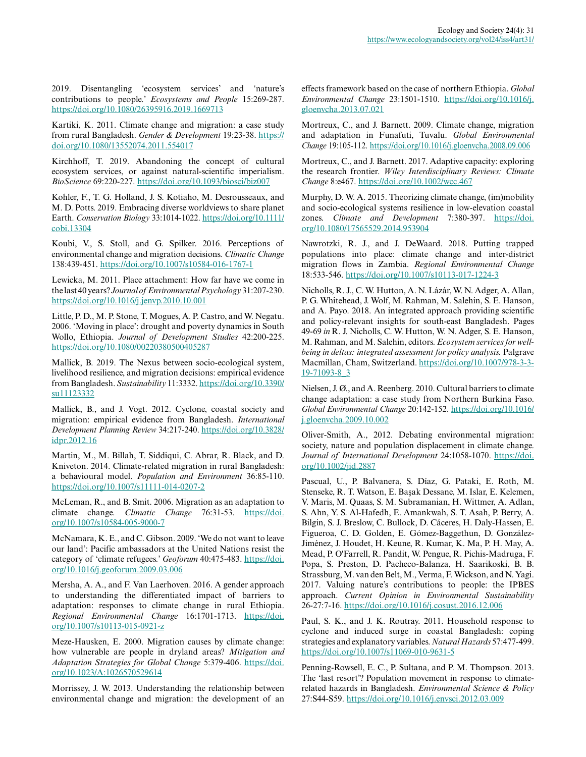2019. Disentangling 'ecosystem services' and 'nature's contributions to people.' *Ecosystems and People* 15:269-287. https://doi.org/10.1080/26395916.2019.1669713

Kartiki, K. 2011. Climate change and migration: a case study from rural Bangladesh. *Gender & Development* 19:23-38. https://doi.org/10.1080/13552074.2011.554017

Kirchhoff, T. 2019. Abandoning the concept of cultural ecosystem services, or against natural-scientific imperialism. *BioScience* 69:220-227. https://doi.org/10.1093/biosci/biz007

Kohler, F., T. G. Holland, J. S. Kotiaho, M. Desrousseaux, and M. D. Potts. 2019. Embracing diverse worldviews to share planet Earth. *Conservation Biology* 33:1014-1022. https://doi.org/10.1111/cobi.13304

Koubi, V., S. Stoll, and G. Spilker. 2016. Perceptions of environmental change and migration decisions. *Climatic Change* 138:439-451. https://doi.org/10.1007/s10584-016-1767-1

Lewicka, M. 2011. Place attachment: How far have we come in the last 40 years? *Journal of Environmental Psychology* 31:207-230. https://doi.org/10.1016/j.jenvp.2010.10.001

Little, P. D., M. P. Stone, T. Mogues, A. P. Castro, and W. Negatu. 2006. 'Moving in place': drought and poverty dynamics in South Wollo, Ethiopia. *Journal of Development Studies* 42:200-225. https://doi.org/10.1080/00220380500405287

Mallick, B. 2019. The Nexus between socio-ecological system, livelihood resilience, and migration decisions: empirical evidence from Bangladesh. *Sustainability* 11:3332. https://doi.org/10.3390/su11123332

Mallick, B., and J. Vogt. 2012. Cyclone, coastal society and migration: empirical evidence from Bangladesh. *International Development Planning Review* 34:217-240. https://doi.org/10.3828/idpr.2012.16

Martin, M., M. Billah, T. Siddiqui, C. Abrar, R. Black, and D. Kniveton. 2014. Climate-related migration in rural Bangladesh: a behavioural model. *Population and Environment* 36:85-110. https://doi.org/10.1007/s11111-014-0207-2

McLeman, R., and B. Smit. 2006. Migration as an adaptation to climate change. *Climatic Change* 76:31-53. https://doi.org/10.1007/s10584-005-9000-7

McNamara, K. E., and C. Gibson. 2009. 'We do not want to leave our land': Pacific ambassadors at the United Nations resist the category of 'climate refugees.' *Geoforum* 40:475-483. https://doi.org/10.1016/j.geoforum.2009.03.006

Mersha, A. A., and F. Van Laerhoven. 2016. A gender approach to understanding the differentiated impact of barriers to adaptation: responses to climate change in rural Ethiopia. *Regional Environmental Change* 16:1701-1713. https://doi.org/10.1007/s10113-015-0921-z

Meze-Hausken, E. 2000. Migration causes by climate change: how vulnerable are people in dryland areas? *Mitigation and Adaptation Strategies for Global Change* 5:379-406. https://doi.org/10.1023/A:1026570529614

Morrissey, J. W. 2013. Understanding the relationship between environmental change and migration: the development of an effects framework based on the case of northern Ethiopia. *Global Environmental Change* 23:1501-1510. https://doi.org/10.1016/j.gloenvcha.2013.07.021

Mortreux, C., and J. Barnett. 2009. Climate change, migration and adaptation in Funafuti, Tuvalu. *Global Environmental Change* 19:105-112. https://doi.org/10.1016/j.gloenvcha.2008.09.006

Mortreux, C., and J. Barnett. 2017. Adaptive capacity: exploring the research frontier. *Wiley Interdisciplinary Reviews: Climate Change* 8:e467. https://doi.org/10.1002/wcc.467

Murphy, D. W. A. 2015. Theorizing climate change, (im)mobility and socio-ecological systems resilience in low-elevation coastal zones. *Climate and Development* 7:380-397. https://doi.org/10.1080/17565529.2014.953904

Nawrotzki, R. J., and J. DeWaard. 2018. Putting trapped populations into place: climate change and inter-district migration flows in Zambia. *Regional Environmental Change* 18:533-546. https://doi.org/10.1007/s10113-017-1224-3

Nicholls, R. J., C. W. Hutton, A. N. Lázár, W. N. Adger, A. Allan, P. G. Whitehead, J. Wolf, M. Rahman, M. Salehin, S. E. Hanson, and A. Payo. 2018. An integrated approach providing scientific and policy-relevant insights for south-east Bangladesh. Pages 49-69 *in* R. J. Nicholls, C. W. Hutton, W. N. Adger, S. E. Hanson, M. Rahman, and M. Salehin, editors. *Ecosystem services for well-being in deltas: integrated assessment for policy analysis.* Palgrave Macmillan, Cham, Switzerland. https://doi.org/10.1007/978-3-3-19-71093-8_3

Nielsen, J. Ø., and A. Reenberg. 2010. Cultural barriers to climate change adaptation: a case study from Northern Burkina Faso. *Global Environmental Change* 20:142-152. https://doi.org/10.1016/j.gloenvcha.2009.10.002

Oliver-Smith, A., 2012. Debating environmental migration: society, nature and population displacement in climate change. *Journal of International Development* 24:1058-1070. https://doi.org/10.1002/jid.2887

Pascual, U., P. Balvanera, S. Díaz, G. Pataki, E. Roth, M. Stenseke, R. T. Watson, E. Başak Dessane, M. Islar, E. Kelemen, V. Maris, M. Quaas, S. M. Subramanian, H. Wittmer, A. Adlan, S. Ahn, Y. S. Al-Hafedh, E. Amankwah, S. T. Asah, P. Berry, A. Bilgin, S. J. Breslow, C. Bullock, D. Cáceres, H. Daly-Hassen, E. Figueroa, C. D. Golden, E. Gómez-Baggethun, D. González-Jiménez, J. Houdet, H. Keune, R. Kumar, K. Ma, P. H. May, A. Mead, P. O'Farrell, R. Pandit, W. Pengue, R. Pichis-Madruga, F. Popa, S. Preston, D. Pacheco-Balanza, H. Saarikoski, B. B. Strassburg, M. van den Belt, M., Verma, F. Wickson, and N. Yagi. 2017. Valuing nature's contributions to people: the IPBES approach. *Current Opinion in Environmental Sustainability* 26-27:7-16. https://doi.org/10.1016/j.cosust.2016.12.006

Paul, S. K., and J. K. Routray. 2011. Household response to cyclone and induced surge in coastal Bangladesh: coping strategies and explanatory variables. *Natural Hazards* 57:477-499. https://doi.org/10.1007/s11069-010-9631-5

Penning-Rowsell, E. C., P. Sultana, and P. M. Thompson. 2013. The 'last resort'? Population movement in response to climate-related hazards in Bangladesh. *Environmental Science & Policy* 27:S44-S59. https://doi.org/10.1016/j.envsci.2012.03.009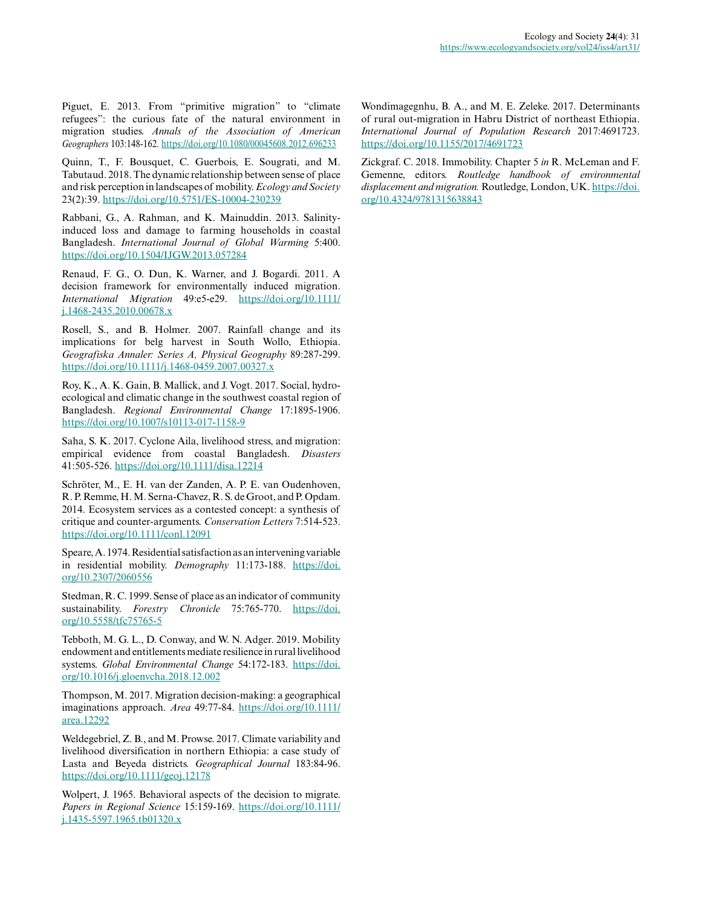Piguet, E. 2013. From "primitive migration" to "climate refugees": the curious fate of the natural environment in migration studies. *Annals of the Association of American Geographers* 103:148-162. https://doi.org/10.1080/00045608.2012.696233

Quinn, T., F. Bousquet, C. Guerbois, E. Sougrati, and M. Tabutaud. 2018. The dynamic relationship between sense of place and risk perception in landscapes of mobility. *Ecology and Society* 23(2):39. https://doi.org/10.5751/ES-10004-230239

Rabbani, G., A. Rahman, and K. Mainuddin. 2013. Salinity-induced loss and damage to farming households in coastal Bangladesh. *International Journal of Global Warming* 5:400. https://doi.org/10.1504/IJGW.2013.057284

Renaud, F. G., O. Dun, K. Warner, and J. Bogardi. 2011. A decision framework for environmentally induced migration. *International Migration* 49:e5-e29. https://doi.org/10.1111/j.1468-2435.2010.00678.x

Rosell, S., and B. Holmer. 2007. Rainfall change and its implications for belg harvest in South Wollo, Ethiopia. *Geografiska Annaler: Series A, Physical Geography* 89:287-299. https://doi.org/10.1111/j.1468-0459.2007.00327.x

Roy, K., A. K. Gain, B. Mallick, and J. Vogt. 2017. Social, hydro-ecological and climatic change in the southwest coastal region of Bangladesh. *Regional Environmental Change* 17:1895-1906. https://doi.org/10.1007/s10113-017-1158-9

Saha, S. K. 2017. Cyclone Aila, livelihood stress, and migration: empirical evidence from coastal Bangladesh. *Disasters* 41:505-526. https://doi.org/10.1111/disa.12214

Schröter, M., E. H. van der Zanden, A. P. E. van Oudenhoven, R. P. Remme, H. M. Serna-Chavez, R. S. de Groot, and P. Opdam. 2014. Ecosystem services as a contested concept: a synthesis of critique and counter-arguments. *Conservation Letters* 7:514-523. https://doi.org/10.1111/conl.12091

Speare, A. 1974. Residential satisfaction as an intervening variable in residential mobility. *Demography* 11:173-188. https://doi.org/10.2307/2060556

Stedman, R. C. 1999. Sense of place as an indicator of community sustainability. *Forestry Chronicle* 75:765-770. https://doi.org/10.5558/tfc75765-5

Tebboth, M. G. L., D. Conway, and W. N. Adger. 2019. Mobility endowment and entitlements mediate resilience in rural livelihood systems. *Global Environmental Change* 54:172-183. https://doi.org/10.1016/j.gloenvcha.2018.12.002

Thompson, M. 2017. Migration decision-making: a geographical imaginations approach. *Area* 49:77-84. https://doi.org/10.1111/area.12292

Weldegebriel, Z. B., and M. Prowse. 2017. Climate variability and livelihood diversification in northern Ethiopia: a case study of Lasta and Beyeda districts. *Geographical Journal* 183:84-96. https://doi.org/10.1111/geoj.12178

Wolpert, J. 1965. Behavioral aspects of the decision to migrate. *Papers in Regional Science* 15:159-169. https://doi.org/10.1111/j.1435-5597.1965.tb01320.x

Wondimagegnhu, B. A., and M. E. Zeleke. 2017. Determinants of rural out-migration in Habru District of northeast Ethiopia. *International Journal of Population Research* 2017:4691723. https://doi.org/10.1155/2017/4691723

Zickgraf. C. 2018. Immobility. Chapter 5 *in* R. McLeman and F. Gemenne, editors. *Routledge handbook of environmental displacement and migration.* Routledge, London, UK. https://doi.org/10.4324/9781315638843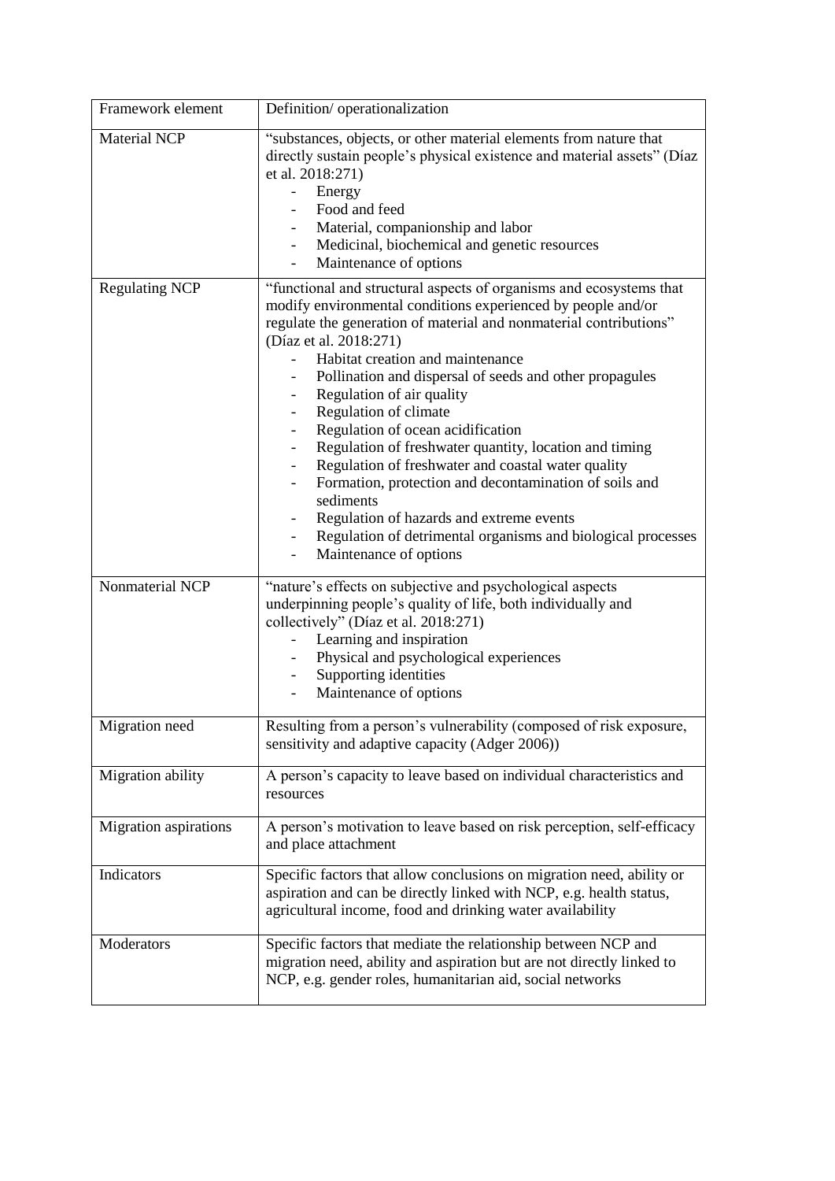| Framework element | Definition/ operationalization |
|---|---|
| Material NCP | "substances, objects, or other material elements from nature that directly sustain people's physical existence and material assets" (Díaz et al. 2018:271)<br>- Energy<br>- Food and feed<br>- Material, companionship and labor<br>- Medicinal, biochemical and genetic resources<br>- Maintenance of options |
| Regulating NCP | "functional and structural aspects of organisms and ecosystems that modify environmental conditions experienced by people and/or regulate the generation of material and nonmaterial contributions" (Díaz et al. 2018:271)<br>- Habitat creation and maintenance<br>- Pollination and dispersal of seeds and other propagules<br>- Regulation of air quality<br>- Regulation of climate<br>- Regulation of ocean acidification<br>- Regulation of freshwater quantity, location and timing<br>- Regulation of freshwater and coastal water quality<br>- Formation, protection and decontamination of soils and sediments<br>- Regulation of hazards and extreme events<br>- Regulation of detrimental organisms and biological processes<br>- Maintenance of options |
| Nonmaterial NCP | "nature's effects on subjective and psychological aspects underpinning people's quality of life, both individually and collectively" (Díaz et al. 2018:271)<br>- Learning and inspiration<br>- Physical and psychological experiences<br>- Supporting identities<br>- Maintenance of options |
| Migration need | Resulting from a person's vulnerability (composed of risk exposure, sensitivity and adaptive capacity (Adger 2006)) |
| Migration ability | A person's capacity to leave based on individual characteristics and resources |
| Migration aspirations | A person's motivation to leave based on risk perception, self-efficacy and place attachment |
| Indicators | Specific factors that allow conclusions on migration need, ability or aspiration and can be directly linked with NCP, e.g. health status, agricultural income, food and drinking water availability |
| Moderators | Specific factors that mediate the relationship between NCP and migration need, ability and aspiration but are not directly linked to NCP, e.g. gender roles, humanitarian aid, social networks |